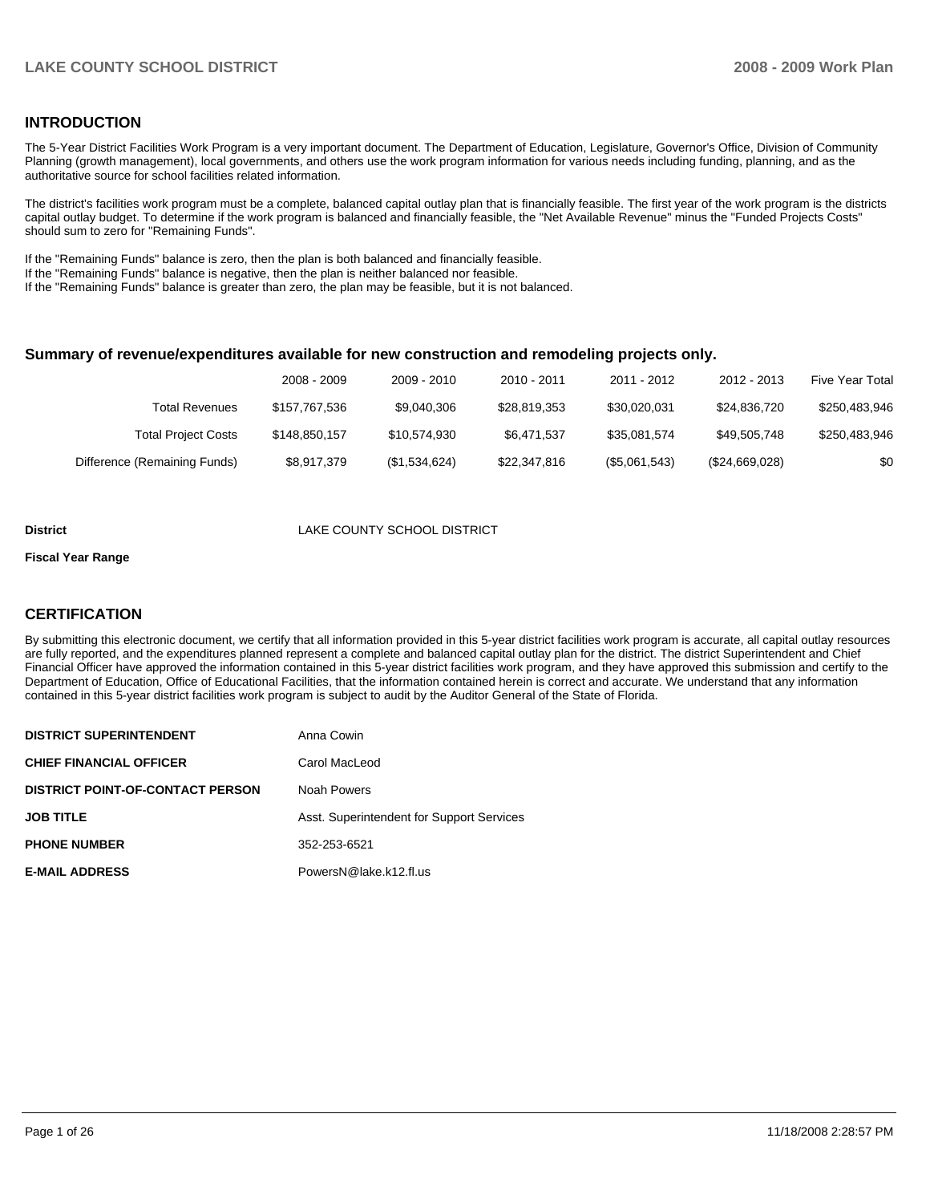## INTRODUCTION

The 5-Year District Facilities Work Program is a very important document. The Department of Education, Legislature, Governor's Office, Division of Community Planning (growth management), local governments, and others use the work program information for various needs including funding, planning, and as the authoritative source for school facilities related information.

The district's facilities work program must be a complete, balanced capital outlay plan that is financially feasible. The first year of the work program is the districts capital outlay budget. To determine if the work program is balanced and financially feasible, the "Net Available Revenue" minus the "Funded Projects Costs" should sum to zero for "Remaining Funds".

If the "Remaining Funds" balance is zero, then the plan is both balanced and financially feasible.
If the "Remaining Funds" balance is negative, then the plan is neither balanced nor feasible.
If the "Remaining Funds" balance is greater than zero, the plan may be feasible, but it is not balanced.

### Summary of revenue/expenditures available for new construction and remodeling projects only.

| | 2008 - 2009 | 2009 - 2010 | 2010 - 2011 | 2011 - 2012 | 2012 - 2013 | Five Year Total |
|---|---|---|---|---|---|---|
| Total Revenues | $157,767,536 | $9,040,306 | $28,819,353 | $30,020,031 | $24,836,720 | $250,483,946 |
| Total Project Costs | $148,850,157 | $10,574,930 | $6,471,537 | $35,081,574 | $49,505,748 | $250,483,946 |
| Difference (Remaining Funds) | $8,917,379 | ($1,534,624) | $22,347,816 | ($5,061,543) | ($24,669,028) | $0 |

**District** LAKE COUNTY SCHOOL DISTRICT

**Fiscal Year Range**

## CERTIFICATION

By submitting this electronic document, we certify that all information provided in this 5-year district facilities work program is accurate, all capital outlay resources are fully reported, and the expenditures planned represent a complete and balanced capital outlay plan for the district. The district Superintendent and Chief Financial Officer have approved the information contained in this 5-year district facilities work program, and they have approved this submission and certify to the Department of Education, Office of Educational Facilities, that the information contained herein is correct and accurate. We understand that any information contained in this 5-year district facilities work program is subject to audit by the Auditor General of the State of Florida.

| | |
|---|---|
| **DISTRICT SUPERINTENDENT** | Anna Cowin |
| **CHIEF FINANCIAL OFFICER** | Carol MacLeod |
| **DISTRICT POINT-OF-CONTACT PERSON** | Noah Powers |
| **JOB TITLE** | Asst. Superintendent for Support Services |
| **PHONE NUMBER** | 352-253-6521 |
| **E-MAIL ADDRESS** | PowersN@lake.k12.fl.us |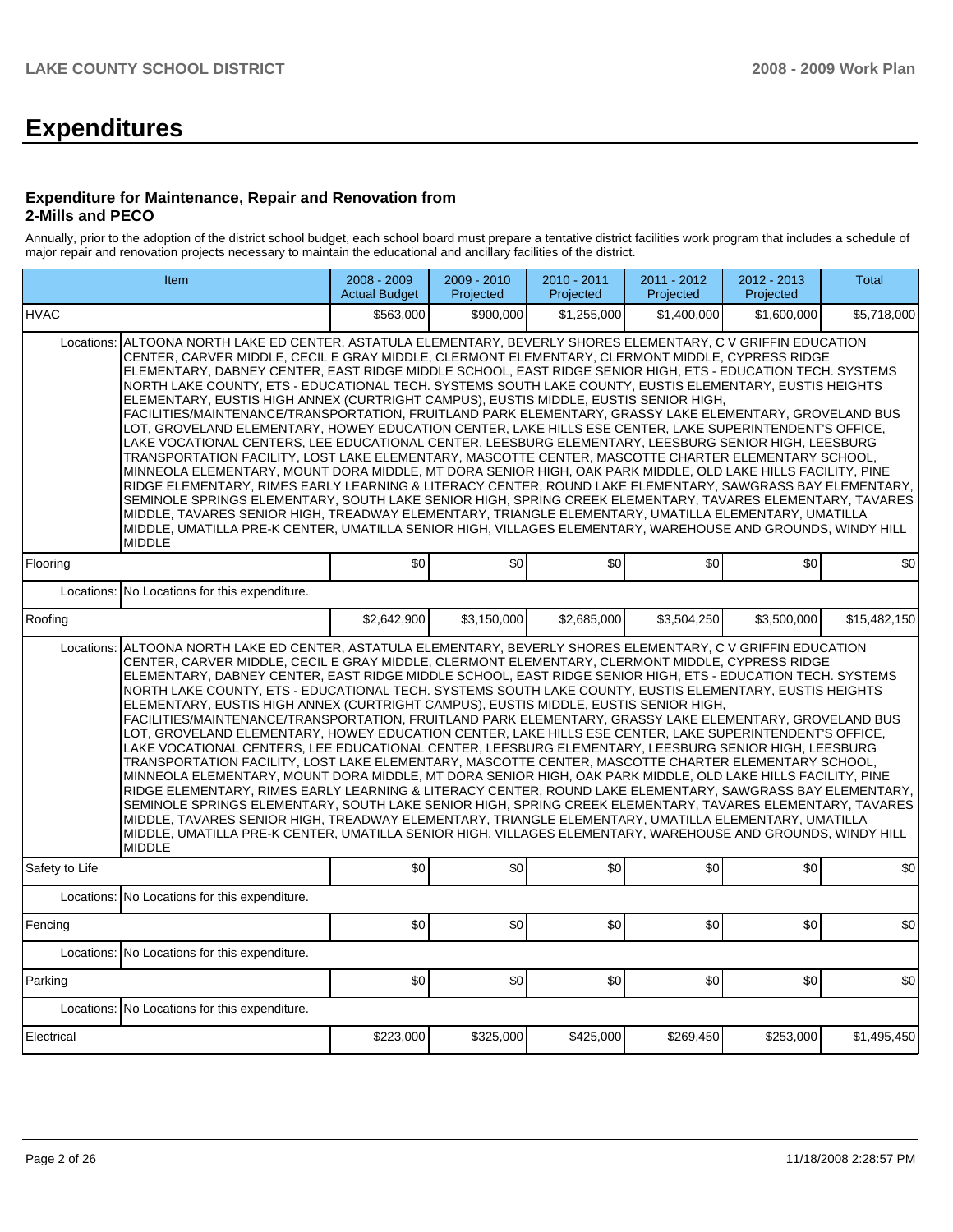# Expenditures

### Expenditure for Maintenance, Repair and Renovation from 2-Mills and PECO

Annually, prior to the adoption of the district school budget, each school board must prepare a tentative district facilities work program that includes a schedule of major repair and renovation projects necessary to maintain the educational and ancillary facilities of the district.

| Item | | 2008 - 2009 Actual Budget | 2009 - 2010 Projected | 2010 - 2011 Projected | 2011 - 2012 Projected | 2012 - 2013 Projected | Total |
|---|---|---|---|---|---|---|---|
| HVAC | | $563,000 | $900,000 | $1,255,000 | $1,400,000 | $1,600,000 | $5,718,000 |
| Locations: | ALTOONA NORTH LAKE ED CENTER, ASTATULA ELEMENTARY, BEVERLY SHORES ELEMENTARY, C V GRIFFIN EDUCATION CENTER, CARVER MIDDLE, CECIL E GRAY MIDDLE, CLERMONT ELEMENTARY, CLERMONT MIDDLE, CYPRESS RIDGE ELEMENTARY, DABNEY CENTER, EAST RIDGE MIDDLE SCHOOL, EAST RIDGE SENIOR HIGH, ETS - EDUCATION TECH. SYSTEMS NORTH LAKE COUNTY, ETS - EDUCATIONAL TECH. SYSTEMS SOUTH LAKE COUNTY, EUSTIS ELEMENTARY, EUSTIS HEIGHTS ELEMENTARY, EUSTIS HIGH ANNEX (CURTRIGHT CAMPUS), EUSTIS MIDDLE, EUSTIS SENIOR HIGH, FACILITIES/MAINTENANCE/TRANSPORTATION, FRUITLAND PARK ELEMENTARY, GRASSY LAKE ELEMENTARY, GROVELAND BUS LOT, GROVELAND ELEMENTARY, HOWEY EDUCATION CENTER, LAKE HILLS ESE CENTER, LAKE SUPERINTENDENT'S OFFICE, LAKE VOCATIONAL CENTERS, LEE EDUCATIONAL CENTER, LEESBURG ELEMENTARY, LEESBURG SENIOR HIGH, LEESBURG TRANSPORTATION FACILITY, LOST LAKE ELEMENTARY, MASCOTTE CENTER, MASCOTTE CHARTER ELEMENTARY SCHOOL, MINNEOLA ELEMENTARY, MOUNT DORA MIDDLE, MT DORA SENIOR HIGH, OAK PARK MIDDLE, OLD LAKE HILLS FACILITY, PINE RIDGE ELEMENTARY, RIMES EARLY LEARNING & LITERACY CENTER, ROUND LAKE ELEMENTARY, SAWGRASS BAY ELEMENTARY, SEMINOLE SPRINGS ELEMENTARY, SOUTH LAKE SENIOR HIGH, SPRING CREEK ELEMENTARY, TAVARES ELEMENTARY, TAVARES MIDDLE, TAVARES SENIOR HIGH, TREADWAY ELEMENTARY, TRIANGLE ELEMENTARY, UMATILLA ELEMENTARY, UMATILLA MIDDLE, UMATILLA PRE-K CENTER, UMATILLA SENIOR HIGH, VILLAGES ELEMENTARY, WAREHOUSE AND GROUNDS, WINDY HILL MIDDLE | | | | | | |
| Flooring | | $0 | $0 | $0 | $0 | $0 | $0 |
| Locations: | No Locations for this expenditure. | | | | | | |
| Roofing | | $2,642,900 | $3,150,000 | $2,685,000 | $3,504,250 | $3,500,000 | $15,482,150 |
| Locations: | ALTOONA NORTH LAKE ED CENTER, ASTATULA ELEMENTARY, BEVERLY SHORES ELEMENTARY, C V GRIFFIN EDUCATION CENTER, CARVER MIDDLE, CECIL E GRAY MIDDLE, CLERMONT ELEMENTARY, CLERMONT MIDDLE, CYPRESS RIDGE ELEMENTARY, DABNEY CENTER, EAST RIDGE MIDDLE SCHOOL, EAST RIDGE SENIOR HIGH, ETS - EDUCATION TECH. SYSTEMS NORTH LAKE COUNTY, ETS - EDUCATIONAL TECH. SYSTEMS SOUTH LAKE COUNTY, EUSTIS ELEMENTARY, EUSTIS HEIGHTS ELEMENTARY, EUSTIS HIGH ANNEX (CURTRIGHT CAMPUS), EUSTIS MIDDLE, EUSTIS SENIOR HIGH, FACILITIES/MAINTENANCE/TRANSPORTATION, FRUITLAND PARK ELEMENTARY, GRASSY LAKE ELEMENTARY, GROVELAND BUS LOT, GROVELAND ELEMENTARY, HOWEY EDUCATION CENTER, LAKE HILLS ESE CENTER, LAKE SUPERINTENDENT'S OFFICE, LAKE VOCATIONAL CENTERS, LEE EDUCATIONAL CENTER, LEESBURG ELEMENTARY, LEESBURG SENIOR HIGH, LEESBURG TRANSPORTATION FACILITY, LOST LAKE ELEMENTARY, MASCOTTE CENTER, MASCOTTE CHARTER ELEMENTARY SCHOOL, MINNEOLA ELEMENTARY, MOUNT DORA MIDDLE, MT DORA SENIOR HIGH, OAK PARK MIDDLE, OLD LAKE HILLS FACILITY, PINE RIDGE ELEMENTARY, RIMES EARLY LEARNING & LITERACY CENTER, ROUND LAKE ELEMENTARY, SAWGRASS BAY ELEMENTARY, SEMINOLE SPRINGS ELEMENTARY, SOUTH LAKE SENIOR HIGH, SPRING CREEK ELEMENTARY, TAVARES ELEMENTARY, TAVARES MIDDLE, TAVARES SENIOR HIGH, TREADWAY ELEMENTARY, TRIANGLE ELEMENTARY, UMATILLA ELEMENTARY, UMATILLA MIDDLE, UMATILLA PRE-K CENTER, UMATILLA SENIOR HIGH, VILLAGES ELEMENTARY, WAREHOUSE AND GROUNDS, WINDY HILL MIDDLE | | | | | | |
| Safety to Life | | $0 | $0 | $0 | $0 | $0 | $0 |
| Locations: | No Locations for this expenditure. | | | | | | |
| Fencing | | $0 | $0 | $0 | $0 | $0 | $0 |
| Locations: | No Locations for this expenditure. | | | | | | |
| Parking | | $0 | $0 | $0 | $0 | $0 | $0 |
| Locations: | No Locations for this expenditure. | | | | | | |
| Electrical | | $223,000 | $325,000 | $425,000 | $269,450 | $253,000 | $1,495,450 |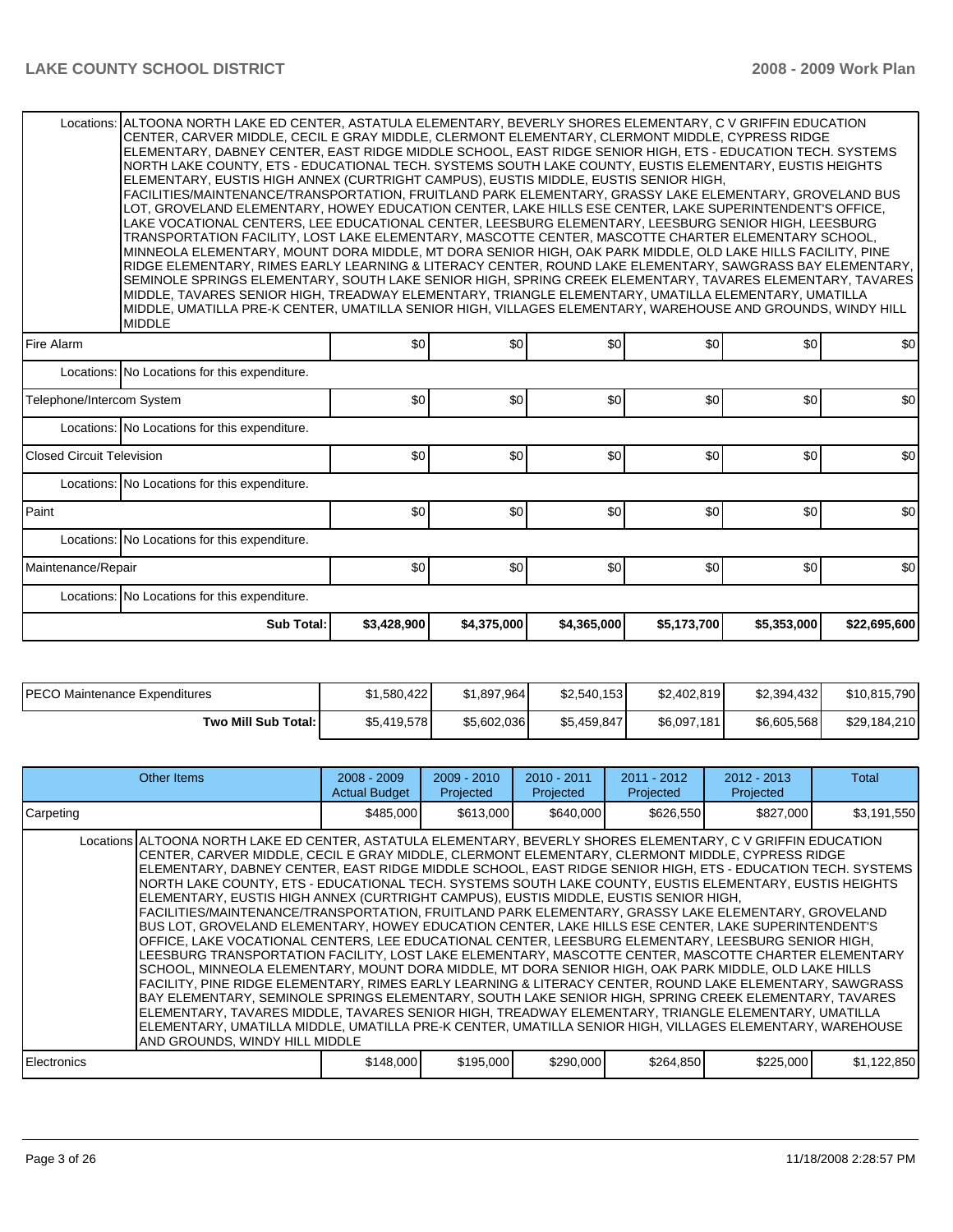| | | | | | | |
|---|---|---|---|---|---|---|
| Locations: ALTOONA NORTH LAKE ED CENTER, ASTATULA ELEMENTARY, BEVERLY SHORES ELEMENTARY, C V GRIFFIN EDUCATION CENTER, CARVER MIDDLE, CECIL E GRAY MIDDLE, CLERMONT ELEMENTARY, CLERMONT MIDDLE, CYPRESS RIDGE ELEMENTARY, DABNEY CENTER, EAST RIDGE MIDDLE SCHOOL, EAST RIDGE SENIOR HIGH, ETS - EDUCATION TECH. SYSTEMS NORTH LAKE COUNTY, ETS - EDUCATIONAL TECH. SYSTEMS SOUTH LAKE COUNTY, EUSTIS ELEMENTARY, EUSTIS HEIGHTS ELEMENTARY, EUSTIS HIGH ANNEX (CURTRIGHT CAMPUS), EUSTIS MIDDLE, EUSTIS SENIOR HIGH, FACILITIES/MAINTENANCE/TRANSPORTATION, FRUITLAND PARK ELEMENTARY, GRASSY LAKE ELEMENTARY, GROVELAND BUS LOT, GROVELAND ELEMENTARY, HOWEY EDUCATION CENTER, LAKE HILLS ESE CENTER, LAKE SUPERINTENDENT'S OFFICE, LAKE VOCATIONAL CENTERS, LEE EDUCATIONAL CENTER, LEESBURG ELEMENTARY, LEESBURG SENIOR HIGH, LEESBURG TRANSPORTATION FACILITY, LOST LAKE ELEMENTARY, MASCOTTE CENTER, MASCOTTE CHARTER ELEMENTARY SCHOOL, MINNEOLA ELEMENTARY, MOUNT DORA MIDDLE, MT DORA SENIOR HIGH, OAK PARK MIDDLE, OLD LAKE HILLS FACILITY, PINE RIDGE ELEMENTARY, RIMES EARLY LEARNING & LITERACY CENTER, ROUND LAKE ELEMENTARY, SAWGRASS BAY ELEMENTARY, SEMINOLE SPRINGS ELEMENTARY, SOUTH LAKE SENIOR HIGH, SPRING CREEK ELEMENTARY, TAVARES ELEMENTARY, TAVARES MIDDLE, TAVARES SENIOR HIGH, TREADWAY ELEMENTARY, TRIANGLE ELEMENTARY, UMATILLA ELEMENTARY, UMATILLA MIDDLE, UMATILLA PRE-K CENTER, UMATILLA SENIOR HIGH, VILLAGES ELEMENTARY, WAREHOUSE AND GROUNDS, WINDY HILL MIDDLE | | | | | | |
| Fire Alarm | $0 | $0 | $0 | $0 | $0 | $0 |
| Locations: No Locations for this expenditure. | | | | | | |
| Telephone/Intercom System | $0 | $0 | $0 | $0 | $0 | $0 |
| Locations: No Locations for this expenditure. | | | | | | |
| Closed Circuit Television | $0 | $0 | $0 | $0 | $0 | $0 |
| Locations: No Locations for this expenditure. | | | | | | |
| Paint | $0 | $0 | $0 | $0 | $0 | $0 |
| Locations: No Locations for this expenditure. | | | | | | |
| Maintenance/Repair | $0 | $0 | $0 | $0 | $0 | $0 |
| Locations: No Locations for this expenditure. | | | | | | |
| **Sub Total:** | **$3,428,900** | **$4,375,000** | **$4,365,000** | **$5,173,700** | **$5,353,000** | **$22,695,600** |

| | | | | | | |
|---|---|---|---|---|---|---|
| PECO Maintenance Expenditures | $1,580,422 | $1,897,964 | $2,540,153 | $2,402,819 | $2,394,432 | $10,815,790 |
| **Two Mill Sub Total:** | $5,419,578 | $5,602,036 | $5,459,847 | $6,097,181 | $6,605,568 | $29,184,210 |

| Other Items | 2008 - 2009 Actual Budget | 2009 - 2010 Projected | 2010 - 2011 Projected | 2011 - 2012 Projected | 2012 - 2013 Projected | Total |
|---|---|---|---|---|---|---|
| Carpeting | $485,000 | $613,000 | $640,000 | $626,550 | $827,000 | $3,191,550 |
| Locations ALTOONA NORTH LAKE ED CENTER, ASTATULA ELEMENTARY, BEVERLY SHORES ELEMENTARY, C V GRIFFIN EDUCATION CENTER, CARVER MIDDLE, CECIL E GRAY MIDDLE, CLERMONT ELEMENTARY, CLERMONT MIDDLE, CYPRESS RIDGE ELEMENTARY, DABNEY CENTER, EAST RIDGE MIDDLE SCHOOL, EAST RIDGE SENIOR HIGH, ETS - EDUCATION TECH. SYSTEMS NORTH LAKE COUNTY, ETS - EDUCATIONAL TECH. SYSTEMS SOUTH LAKE COUNTY, EUSTIS ELEMENTARY, EUSTIS HEIGHTS ELEMENTARY, EUSTIS HIGH ANNEX (CURTRIGHT CAMPUS), EUSTIS MIDDLE, EUSTIS SENIOR HIGH, FACILITIES/MAINTENANCE/TRANSPORTATION, FRUITLAND PARK ELEMENTARY, GRASSY LAKE ELEMENTARY, GROVELAND BUS LOT, GROVELAND ELEMENTARY, HOWEY EDUCATION CENTER, LAKE HILLS ESE CENTER, LAKE SUPERINTENDENT'S OFFICE, LAKE VOCATIONAL CENTERS, LEE EDUCATIONAL CENTER, LEESBURG ELEMENTARY, LEESBURG SENIOR HIGH, LEESBURG TRANSPORTATION FACILITY, LOST LAKE ELEMENTARY, MASCOTTE CENTER, MASCOTTE CHARTER ELEMENTARY SCHOOL, MINNEOLA ELEMENTARY, MOUNT DORA MIDDLE, MT DORA SENIOR HIGH, OAK PARK MIDDLE, OLD LAKE HILLS FACILITY, PINE RIDGE ELEMENTARY, RIMES EARLY LEARNING & LITERACY CENTER, ROUND LAKE ELEMENTARY, SAWGRASS BAY ELEMENTARY, SEMINOLE SPRINGS ELEMENTARY, SOUTH LAKE SENIOR HIGH, SPRING CREEK ELEMENTARY, TAVARES ELEMENTARY, TAVARES MIDDLE, TAVARES SENIOR HIGH, TREADWAY ELEMENTARY, TRIANGLE ELEMENTARY, UMATILLA ELEMENTARY, UMATILLA MIDDLE, UMATILLA PRE-K CENTER, UMATILLA SENIOR HIGH, VILLAGES ELEMENTARY, WAREHOUSE AND GROUNDS, WINDY HILL MIDDLE | | | | | | |
| Electronics | $148,000 | $195,000 | $290,000 | $264,850 | $225,000 | $1,122,850 |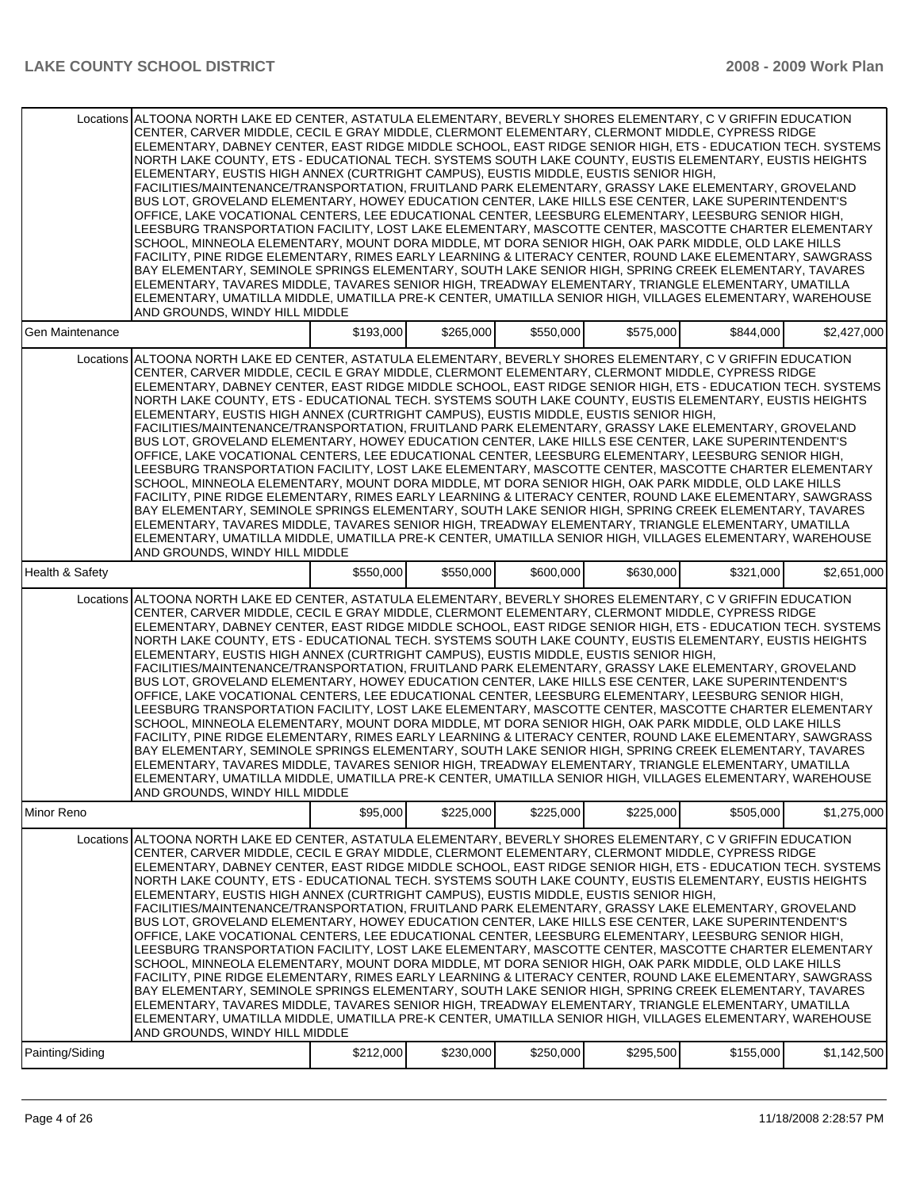| | | | | | | |
|---|---|---|---|---|---|---|
| Locations | ALTOONA NORTH LAKE ED CENTER, ASTATULA ELEMENTARY, BEVERLY SHORES ELEMENTARY, C V GRIFFIN EDUCATION CENTER, CARVER MIDDLE, CECIL E GRAY MIDDLE, CLERMONT ELEMENTARY, CLERMONT MIDDLE, CYPRESS RIDGE ELEMENTARY, DABNEY CENTER, EAST RIDGE MIDDLE SCHOOL, EAST RIDGE SENIOR HIGH, ETS - EDUCATION TECH. SYSTEMS NORTH LAKE COUNTY, ETS - EDUCATIONAL TECH. SYSTEMS SOUTH LAKE COUNTY, EUSTIS ELEMENTARY, EUSTIS HEIGHTS ELEMENTARY, EUSTIS HIGH ANNEX (CURTRIGHT CAMPUS), EUSTIS MIDDLE, EUSTIS SENIOR HIGH, FACILITIES/MAINTENANCE/TRANSPORTATION, FRUITLAND PARK ELEMENTARY, GRASSY LAKE ELEMENTARY, GROVELAND BUS LOT, GROVELAND ELEMENTARY, HOWEY EDUCATION CENTER, LAKE HILLS ESE CENTER, LAKE SUPERINTENDENT'S OFFICE, LAKE VOCATIONAL CENTERS, LEE EDUCATIONAL CENTER, LEESBURG ELEMENTARY, LEESBURG SENIOR HIGH, LEESBURG TRANSPORTATION FACILITY, LOST LAKE ELEMENTARY, MASCOTTE CENTER, MASCOTTE CHARTER ELEMENTARY SCHOOL, MINNEOLA ELEMENTARY, MOUNT DORA MIDDLE, MT DORA SENIOR HIGH, OAK PARK MIDDLE, OLD LAKE HILLS FACILITY, PINE RIDGE ELEMENTARY, RIMES EARLY LEARNING & LITERACY CENTER, ROUND LAKE ELEMENTARY, SAWGRASS BAY ELEMENTARY, SEMINOLE SPRINGS ELEMENTARY, SOUTH LAKE SENIOR HIGH, SPRING CREEK ELEMENTARY, TAVARES ELEMENTARY, TAVARES MIDDLE, TAVARES SENIOR HIGH, TREADWAY ELEMENTARY, TRIANGLE ELEMENTARY, UMATILLA ELEMENTARY, UMATILLA MIDDLE, UMATILLA PRE-K CENTER, UMATILLA SENIOR HIGH, VILLAGES ELEMENTARY, WAREHOUSE AND GROUNDS, WINDY HILL MIDDLE | | | | | |
| Gen Maintenance | | $193,000 | $265,000 | $550,000 | $575,000 | $844,000 | $2,427,000 |
| Locations | ALTOONA NORTH LAKE ED CENTER, ASTATULA ELEMENTARY, BEVERLY SHORES ELEMENTARY, C V GRIFFIN EDUCATION CENTER, CARVER MIDDLE, CECIL E GRAY MIDDLE, CLERMONT ELEMENTARY, CLERMONT MIDDLE, CYPRESS RIDGE ELEMENTARY, DABNEY CENTER, EAST RIDGE MIDDLE SCHOOL, EAST RIDGE SENIOR HIGH, ETS - EDUCATION TECH. SYSTEMS NORTH LAKE COUNTY, ETS - EDUCATIONAL TECH. SYSTEMS SOUTH LAKE COUNTY, EUSTIS ELEMENTARY, EUSTIS HEIGHTS ELEMENTARY, EUSTIS HIGH ANNEX (CURTRIGHT CAMPUS), EUSTIS MIDDLE, EUSTIS SENIOR HIGH, FACILITIES/MAINTENANCE/TRANSPORTATION, FRUITLAND PARK ELEMENTARY, GRASSY LAKE ELEMENTARY, GROVELAND BUS LOT, GROVELAND ELEMENTARY, HOWEY EDUCATION CENTER, LAKE HILLS ESE CENTER, LAKE SUPERINTENDENT'S OFFICE, LAKE VOCATIONAL CENTERS, LEE EDUCATIONAL CENTER, LEESBURG ELEMENTARY, LEESBURG SENIOR HIGH, LEESBURG TRANSPORTATION FACILITY, LOST LAKE ELEMENTARY, MASCOTTE CENTER, MASCOTTE CHARTER ELEMENTARY SCHOOL, MINNEOLA ELEMENTARY, MOUNT DORA MIDDLE, MT DORA SENIOR HIGH, OAK PARK MIDDLE, OLD LAKE HILLS FACILITY, PINE RIDGE ELEMENTARY, RIMES EARLY LEARNING & LITERACY CENTER, ROUND LAKE ELEMENTARY, SAWGRASS BAY ELEMENTARY, SEMINOLE SPRINGS ELEMENTARY, SOUTH LAKE SENIOR HIGH, SPRING CREEK ELEMENTARY, TAVARES ELEMENTARY, TAVARES MIDDLE, TAVARES SENIOR HIGH, TREADWAY ELEMENTARY, TRIANGLE ELEMENTARY, UMATILLA ELEMENTARY, UMATILLA MIDDLE, UMATILLA PRE-K CENTER, UMATILLA SENIOR HIGH, VILLAGES ELEMENTARY, WAREHOUSE AND GROUNDS, WINDY HILL MIDDLE | | | | | |
| Health & Safety | | $550,000 | $550,000 | $600,000 | $630,000 | $321,000 | $2,651,000 |
| Locations | ALTOONA NORTH LAKE ED CENTER, ASTATULA ELEMENTARY, BEVERLY SHORES ELEMENTARY, C V GRIFFIN EDUCATION CENTER, CARVER MIDDLE, CECIL E GRAY MIDDLE, CLERMONT ELEMENTARY, CLERMONT MIDDLE, CYPRESS RIDGE ELEMENTARY, DABNEY CENTER, EAST RIDGE MIDDLE SCHOOL, EAST RIDGE SENIOR HIGH, ETS - EDUCATION TECH. SYSTEMS NORTH LAKE COUNTY, ETS - EDUCATIONAL TECH. SYSTEMS SOUTH LAKE COUNTY, EUSTIS ELEMENTARY, EUSTIS HEIGHTS ELEMENTARY, EUSTIS HIGH ANNEX (CURTRIGHT CAMPUS), EUSTIS MIDDLE, EUSTIS SENIOR HIGH, FACILITIES/MAINTENANCE/TRANSPORTATION, FRUITLAND PARK ELEMENTARY, GRASSY LAKE ELEMENTARY, GROVELAND BUS LOT, GROVELAND ELEMENTARY, HOWEY EDUCATION CENTER, LAKE HILLS ESE CENTER, LAKE SUPERINTENDENT'S OFFICE, LAKE VOCATIONAL CENTERS, LEE EDUCATIONAL CENTER, LEESBURG ELEMENTARY, LEESBURG SENIOR HIGH, LEESBURG TRANSPORTATION FACILITY, LOST LAKE ELEMENTARY, MASCOTTE CENTER, MASCOTTE CHARTER ELEMENTARY SCHOOL, MINNEOLA ELEMENTARY, MOUNT DORA MIDDLE, MT DORA SENIOR HIGH, OAK PARK MIDDLE, OLD LAKE HILLS FACILITY, PINE RIDGE ELEMENTARY, RIMES EARLY LEARNING & LITERACY CENTER, ROUND LAKE ELEMENTARY, SAWGRASS BAY ELEMENTARY, SEMINOLE SPRINGS ELEMENTARY, SOUTH LAKE SENIOR HIGH, SPRING CREEK ELEMENTARY, TAVARES ELEMENTARY, TAVARES MIDDLE, TAVARES SENIOR HIGH, TREADWAY ELEMENTARY, TRIANGLE ELEMENTARY, UMATILLA ELEMENTARY, UMATILLA MIDDLE, UMATILLA PRE-K CENTER, UMATILLA SENIOR HIGH, VILLAGES ELEMENTARY, WAREHOUSE AND GROUNDS, WINDY HILL MIDDLE | | | | | |
| Minor Reno | | $95,000 | $225,000 | $225,000 | $225,000 | $505,000 | $1,275,000 |
| Locations | ALTOONA NORTH LAKE ED CENTER, ASTATULA ELEMENTARY, BEVERLY SHORES ELEMENTARY, C V GRIFFIN EDUCATION CENTER, CARVER MIDDLE, CECIL E GRAY MIDDLE, CLERMONT ELEMENTARY, CLERMONT MIDDLE, CYPRESS RIDGE ELEMENTARY, DABNEY CENTER, EAST RIDGE MIDDLE SCHOOL, EAST RIDGE SENIOR HIGH, ETS - EDUCATION TECH. SYSTEMS NORTH LAKE COUNTY, ETS - EDUCATIONAL TECH. SYSTEMS SOUTH LAKE COUNTY, EUSTIS ELEMENTARY, EUSTIS HEIGHTS ELEMENTARY, EUSTIS HIGH ANNEX (CURTRIGHT CAMPUS), EUSTIS MIDDLE, EUSTIS SENIOR HIGH, FACILITIES/MAINTENANCE/TRANSPORTATION, FRUITLAND PARK ELEMENTARY, GRASSY LAKE ELEMENTARY, GROVELAND BUS LOT, GROVELAND ELEMENTARY, HOWEY EDUCATION CENTER, LAKE HILLS ESE CENTER, LAKE SUPERINTENDENT'S OFFICE, LAKE VOCATIONAL CENTERS, LEE EDUCATIONAL CENTER, LEESBURG ELEMENTARY, LEESBURG SENIOR HIGH, LEESBURG TRANSPORTATION FACILITY, LOST LAKE ELEMENTARY, MASCOTTE CENTER, MASCOTTE CHARTER ELEMENTARY SCHOOL, MINNEOLA ELEMENTARY, MOUNT DORA MIDDLE, MT DORA SENIOR HIGH, OAK PARK MIDDLE, OLD LAKE HILLS FACILITY, PINE RIDGE ELEMENTARY, RIMES EARLY LEARNING & LITERACY CENTER, ROUND LAKE ELEMENTARY, SAWGRASS BAY ELEMENTARY, SEMINOLE SPRINGS ELEMENTARY, SOUTH LAKE SENIOR HIGH, SPRING CREEK ELEMENTARY, TAVARES ELEMENTARY, TAVARES MIDDLE, TAVARES SENIOR HIGH, TREADWAY ELEMENTARY, TRIANGLE ELEMENTARY, UMATILLA ELEMENTARY, UMATILLA MIDDLE, UMATILLA PRE-K CENTER, UMATILLA SENIOR HIGH, VILLAGES ELEMENTARY, WAREHOUSE AND GROUNDS, WINDY HILL MIDDLE | | | | | |
| Painting/Siding | | $212,000 | $230,000 | $250,000 | $295,500 | $155,000 | $1,142,500 |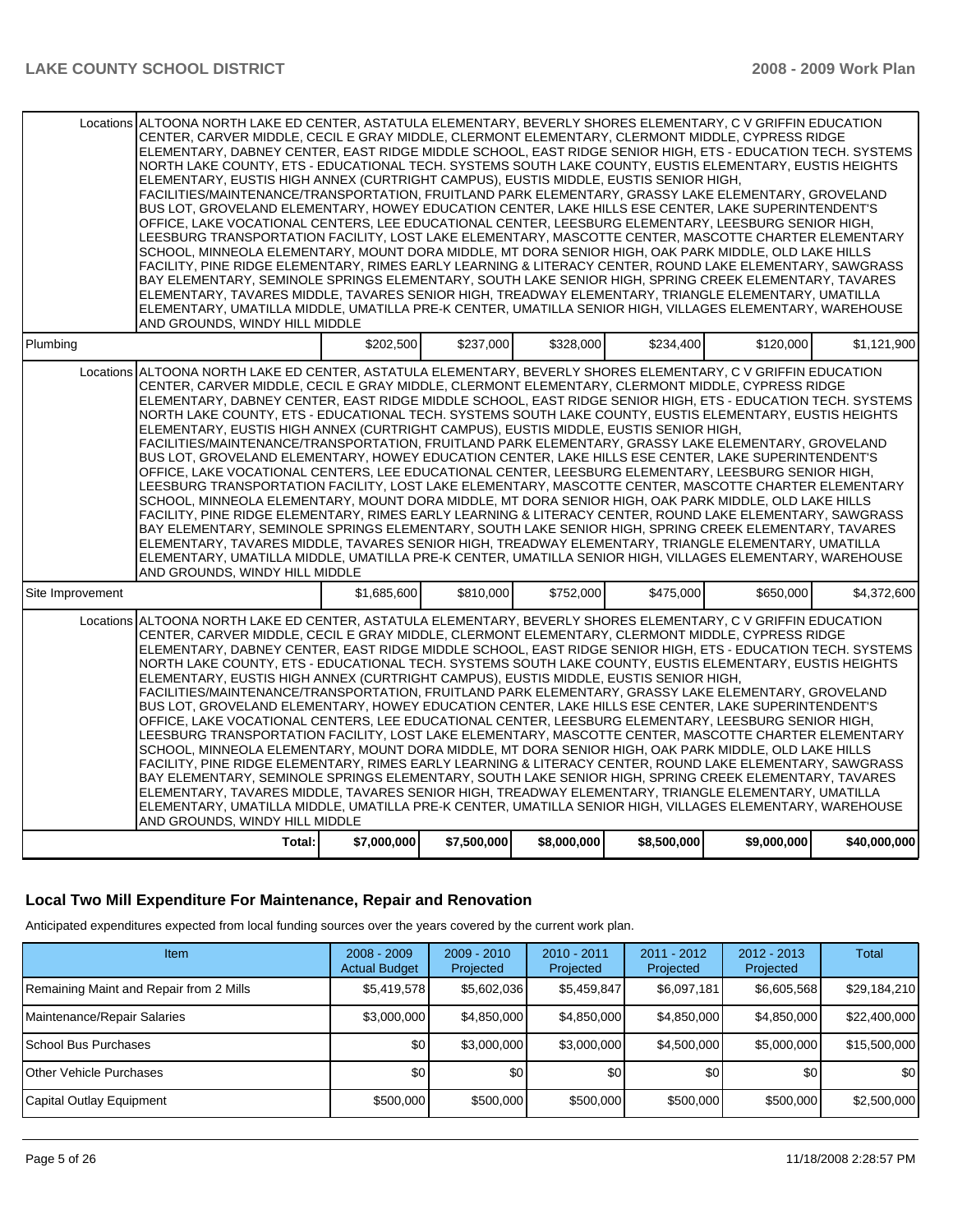| | | | | | | | |
|---|---|---|---|---|---|---|---|
| | Locations | ALTOONA NORTH LAKE ED CENTER, ASTATULA ELEMENTARY, BEVERLY SHORES ELEMENTARY, C V GRIFFIN EDUCATION CENTER, CARVER MIDDLE, CECIL E GRAY MIDDLE, CLERMONT ELEMENTARY, CLERMONT MIDDLE, CYPRESS RIDGE ELEMENTARY, DABNEY CENTER, EAST RIDGE MIDDLE SCHOOL, EAST RIDGE SENIOR HIGH, ETS - EDUCATION TECH. SYSTEMS NORTH LAKE COUNTY, ETS - EDUCATIONAL TECH. SYSTEMS SOUTH LAKE COUNTY, EUSTIS ELEMENTARY, EUSTIS HEIGHTS ELEMENTARY, EUSTIS HIGH ANNEX (CURTRIGHT CAMPUS), EUSTIS MIDDLE, EUSTIS SENIOR HIGH, FACILITIES/MAINTENANCE/TRANSPORTATION, FRUITLAND PARK ELEMENTARY, GRASSY LAKE ELEMENTARY, GROVELAND BUS LOT, GROVELAND ELEMENTARY, HOWEY EDUCATION CENTER, LAKE HILLS ESE CENTER, LAKE SUPERINTENDENT'S OFFICE, LAKE VOCATIONAL CENTERS, LEE EDUCATIONAL CENTER, LEESBURG ELEMENTARY, LEESBURG SENIOR HIGH, LEESBURG TRANSPORTATION FACILITY, LOST LAKE ELEMENTARY, MASCOTTE CENTER, MASCOTTE CHARTER ELEMENTARY SCHOOL, MINNEOLA ELEMENTARY, MOUNT DORA MIDDLE, MT DORA SENIOR HIGH, OAK PARK MIDDLE, OLD LAKE HILLS FACILITY, PINE RIDGE ELEMENTARY, RIMES EARLY LEARNING & LITERACY CENTER, ROUND LAKE ELEMENTARY, SAWGRASS BAY ELEMENTARY, SEMINOLE SPRINGS ELEMENTARY, SOUTH LAKE SENIOR HIGH, SPRING CREEK ELEMENTARY, TAVARES ELEMENTARY, TAVARES MIDDLE, TAVARES SENIOR HIGH, TREADWAY ELEMENTARY, TRIANGLE ELEMENTARY, UMATILLA ELEMENTARY, UMATILLA MIDDLE, UMATILLA PRE-K CENTER, UMATILLA SENIOR HIGH, VILLAGES ELEMENTARY, WAREHOUSE AND GROUNDS, WINDY HILL MIDDLE | | | | | |
| Plumbing | | $202,500 | $237,000 | $328,000 | $234,400 | $120,000 | $1,121,900 |
| | Locations | ALTOONA NORTH LAKE ED CENTER, ASTATULA ELEMENTARY, BEVERLY SHORES ELEMENTARY, C V GRIFFIN EDUCATION CENTER, CARVER MIDDLE, CECIL E GRAY MIDDLE, CLERMONT ELEMENTARY, CLERMONT MIDDLE, CYPRESS RIDGE ELEMENTARY, DABNEY CENTER, EAST RIDGE MIDDLE SCHOOL, EAST RIDGE SENIOR HIGH, ETS - EDUCATION TECH. SYSTEMS NORTH LAKE COUNTY, ETS - EDUCATIONAL TECH. SYSTEMS SOUTH LAKE COUNTY, EUSTIS ELEMENTARY, EUSTIS HEIGHTS ELEMENTARY, EUSTIS HIGH ANNEX (CURTRIGHT CAMPUS), EUSTIS MIDDLE, EUSTIS SENIOR HIGH, FACILITIES/MAINTENANCE/TRANSPORTATION, FRUITLAND PARK ELEMENTARY, GRASSY LAKE ELEMENTARY, GROVELAND BUS LOT, GROVELAND ELEMENTARY, HOWEY EDUCATION CENTER, LAKE HILLS ESE CENTER, LAKE SUPERINTENDENT'S OFFICE, LAKE VOCATIONAL CENTERS, LEE EDUCATIONAL CENTER, LEESBURG ELEMENTARY, LEESBURG SENIOR HIGH, LEESBURG TRANSPORTATION FACILITY, LOST LAKE ELEMENTARY, MASCOTTE CENTER, MASCOTTE CHARTER ELEMENTARY SCHOOL, MINNEOLA ELEMENTARY, MOUNT DORA MIDDLE, MT DORA SENIOR HIGH, OAK PARK MIDDLE, OLD LAKE HILLS FACILITY, PINE RIDGE ELEMENTARY, RIMES EARLY LEARNING & LITERACY CENTER, ROUND LAKE ELEMENTARY, SAWGRASS BAY ELEMENTARY, SEMINOLE SPRINGS ELEMENTARY, SOUTH LAKE SENIOR HIGH, SPRING CREEK ELEMENTARY, TAVARES ELEMENTARY, TAVARES MIDDLE, TAVARES SENIOR HIGH, TREADWAY ELEMENTARY, TRIANGLE ELEMENTARY, UMATILLA ELEMENTARY, UMATILLA MIDDLE, UMATILLA PRE-K CENTER, UMATILLA SENIOR HIGH, VILLAGES ELEMENTARY, WAREHOUSE AND GROUNDS, WINDY HILL MIDDLE | | | | | |
| Site Improvement | | $1,685,600 | $810,000 | $752,000 | $475,000 | $650,000 | $4,372,600 |
| | Locations | ALTOONA NORTH LAKE ED CENTER, ASTATULA ELEMENTARY, BEVERLY SHORES ELEMENTARY, C V GRIFFIN EDUCATION CENTER, CARVER MIDDLE, CECIL E GRAY MIDDLE, CLERMONT ELEMENTARY, CLERMONT MIDDLE, CYPRESS RIDGE ELEMENTARY, DABNEY CENTER, EAST RIDGE MIDDLE SCHOOL, EAST RIDGE SENIOR HIGH, ETS - EDUCATION TECH. SYSTEMS NORTH LAKE COUNTY, ETS - EDUCATIONAL TECH. SYSTEMS SOUTH LAKE COUNTY, EUSTIS ELEMENTARY, EUSTIS HEIGHTS ELEMENTARY, EUSTIS HIGH ANNEX (CURTRIGHT CAMPUS), EUSTIS MIDDLE, EUSTIS SENIOR HIGH, FACILITIES/MAINTENANCE/TRANSPORTATION, FRUITLAND PARK ELEMENTARY, GRASSY LAKE ELEMENTARY, GROVELAND BUS LOT, GROVELAND ELEMENTARY, HOWEY EDUCATION CENTER, LAKE HILLS ESE CENTER, LAKE SUPERINTENDENT'S OFFICE, LAKE VOCATIONAL CENTERS, LEE EDUCATIONAL CENTER, LEESBURG ELEMENTARY, LEESBURG SENIOR HIGH, LEESBURG TRANSPORTATION FACILITY, LOST LAKE ELEMENTARY, MASCOTTE CENTER, MASCOTTE CHARTER ELEMENTARY SCHOOL, MINNEOLA ELEMENTARY, MOUNT DORA MIDDLE, MT DORA SENIOR HIGH, OAK PARK MIDDLE, OLD LAKE HILLS FACILITY, PINE RIDGE ELEMENTARY, RIMES EARLY LEARNING & LITERACY CENTER, ROUND LAKE ELEMENTARY, SAWGRASS BAY ELEMENTARY, SEMINOLE SPRINGS ELEMENTARY, SOUTH LAKE SENIOR HIGH, SPRING CREEK ELEMENTARY, TAVARES ELEMENTARY, TAVARES MIDDLE, TAVARES SENIOR HIGH, TREADWAY ELEMENTARY, TRIANGLE ELEMENTARY, UMATILLA ELEMENTARY, UMATILLA MIDDLE, UMATILLA PRE-K CENTER, UMATILLA SENIOR HIGH, VILLAGES ELEMENTARY, WAREHOUSE AND GROUNDS, WINDY HILL MIDDLE | | | | | |
| | Total: | $7,000,000 | $7,500,000 | $8,000,000 | $8,500,000 | $9,000,000 | $40,000,000 |

## Local Two Mill Expenditure For Maintenance, Repair and Renovation

Anticipated expenditures expected from local funding sources over the years covered by the current work plan.

| Item | 2008 - 2009 Actual Budget | 2009 - 2010 Projected | 2010 - 2011 Projected | 2011 - 2012 Projected | 2012 - 2013 Projected | Total |
|---|---|---|---|---|---|---|
| Remaining Maint and Repair from 2 Mills | $5,419,578 | $5,602,036 | $5,459,847 | $6,097,181 | $6,605,568 | $29,184,210 |
| Maintenance/Repair Salaries | $3,000,000 | $4,850,000 | $4,850,000 | $4,850,000 | $4,850,000 | $22,400,000 |
| School Bus Purchases | $0 | $3,000,000 | $3,000,000 | $4,500,000 | $5,000,000 | $15,500,000 |
| Other Vehicle Purchases | $0 | $0 | $0 | $0 | $0 | $0 |
| Capital Outlay Equipment | $500,000 | $500,000 | $500,000 | $500,000 | $500,000 | $2,500,000 |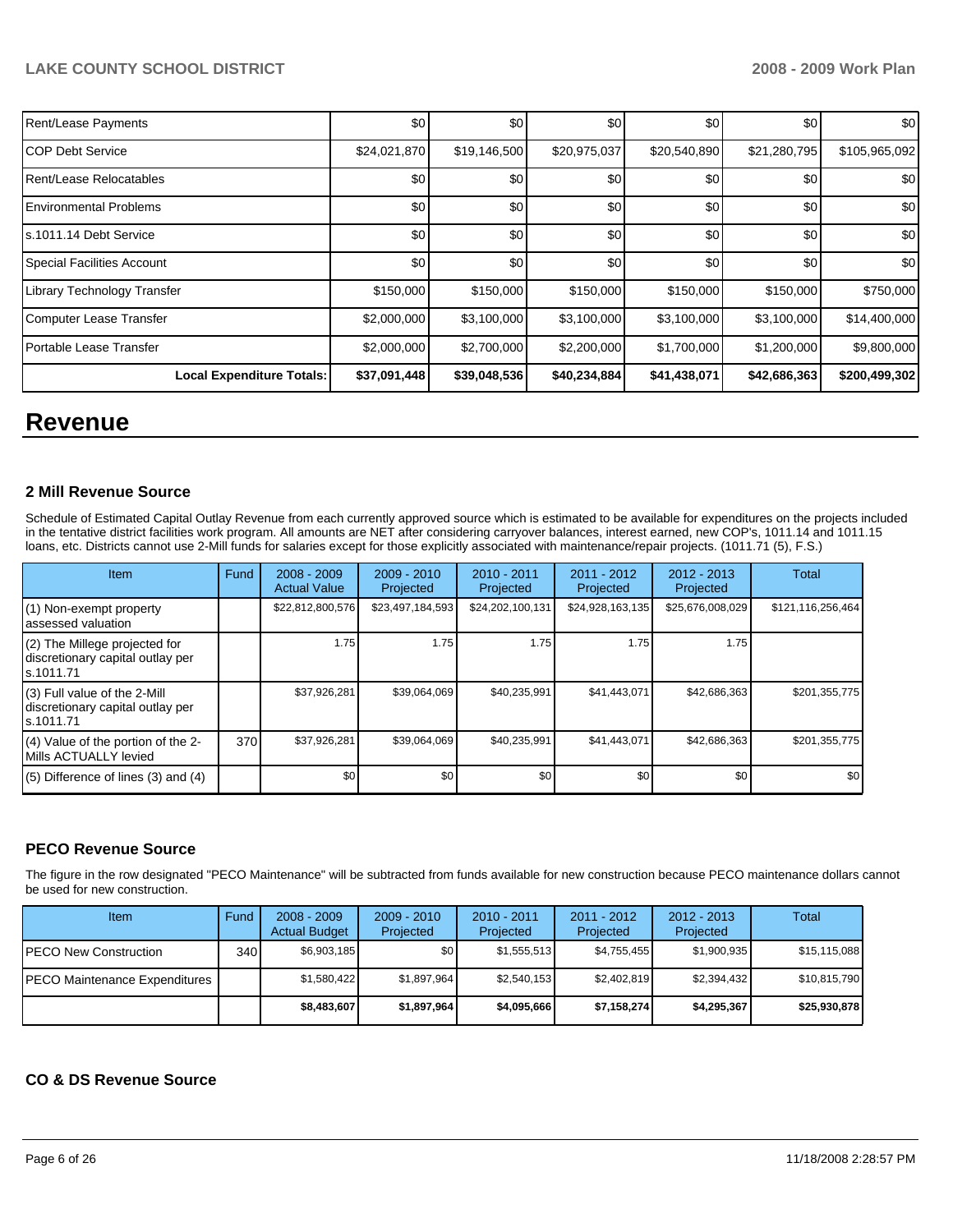| | | | | | | |
|---|---|---|---|---|---|---|
| Rent/Lease Payments | $0 | $0 | $0 | $0 | $0 | $0 |
| COP Debt Service | $24,021,870 | $19,146,500 | $20,975,037 | $20,540,890 | $21,280,795 | $105,965,092 |
| Rent/Lease Relocatables | $0 | $0 | $0 | $0 | $0 | $0 |
| Environmental Problems | $0 | $0 | $0 | $0 | $0 | $0 |
| s.1011.14 Debt Service | $0 | $0 | $0 | $0 | $0 | $0 |
| Special Facilities Account | $0 | $0 | $0 | $0 | $0 | $0 |
| Library Technology Transfer | $150,000 | $150,000 | $150,000 | $150,000 | $150,000 | $750,000 |
| Computer Lease Transfer | $2,000,000 | $3,100,000 | $3,100,000 | $3,100,000 | $3,100,000 | $14,400,000 |
| Portable Lease Transfer | $2,000,000 | $2,700,000 | $2,200,000 | $1,700,000 | $1,200,000 | $9,800,000 |
| **Local Expenditure Totals:** | **$37,091,448** | **$39,048,536** | **$40,234,884** | **$41,438,071** | **$42,686,363** | **$200,499,302** |

# Revenue

### 2 Mill Revenue Source

Schedule of Estimated Capital Outlay Revenue from each currently approved source which is estimated to be available for expenditures on the projects included in the tentative district facilities work program. All amounts are NET after considering carryover balances, interest earned, new COP's, 1011.14 and 1011.15 loans, etc. Districts cannot use 2-Mill funds for salaries except for those explicitly associated with maintenance/repair projects. (1011.71 (5), F.S.)

| Item | Fund | 2008 - 2009 Actual Value | 2009 - 2010 Projected | 2010 - 2011 Projected | 2011 - 2012 Projected | 2012 - 2013 Projected | Total |
|---|---|---|---|---|---|---|---|
| (1) Non-exempt property assessed valuation | | $22,812,800,576 | $23,497,184,593 | $24,202,100,131 | $24,928,163,135 | $25,676,008,029 | $121,116,256,464 |
| (2) The Millege projected for discretionary capital outlay per s.1011.71 | | 1.75 | 1.75 | 1.75 | 1.75 | 1.75 | |
| (3) Full value of the 2-Mill discretionary capital outlay per s.1011.71 | | $37,926,281 | $39,064,069 | $40,235,991 | $41,443,071 | $42,686,363 | $201,355,775 |
| (4) Value of the portion of the 2-Mills ACTUALLY levied | 370 | $37,926,281 | $39,064,069 | $40,235,991 | $41,443,071 | $42,686,363 | $201,355,775 |
| (5) Difference of lines (3) and (4) | | $0 | $0 | $0 | $0 | $0 | $0 |

### PECO Revenue Source

The figure in the row designated "PECO Maintenance" will be subtracted from funds available for new construction because PECO maintenance dollars cannot be used for new construction.

| Item | Fund | 2008 - 2009 Actual Budget | 2009 - 2010 Projected | 2010 - 2011 Projected | 2011 - 2012 Projected | 2012 - 2013 Projected | Total |
|---|---|---|---|---|---|---|---|
| PECO New Construction | 340 | $6,903,185 | $0 | $1,555,513 | $4,755,455 | $1,900,935 | $15,115,088 |
| PECO Maintenance Expenditures | | $1,580,422 | $1,897,964 | $2,540,153 | $2,402,819 | $2,394,432 | $10,815,790 |
| | | **$8,483,607** | **$1,897,964** | **$4,095,666** | **$7,158,274** | **$4,295,367** | **$25,930,878** |

### CO & DS Revenue Source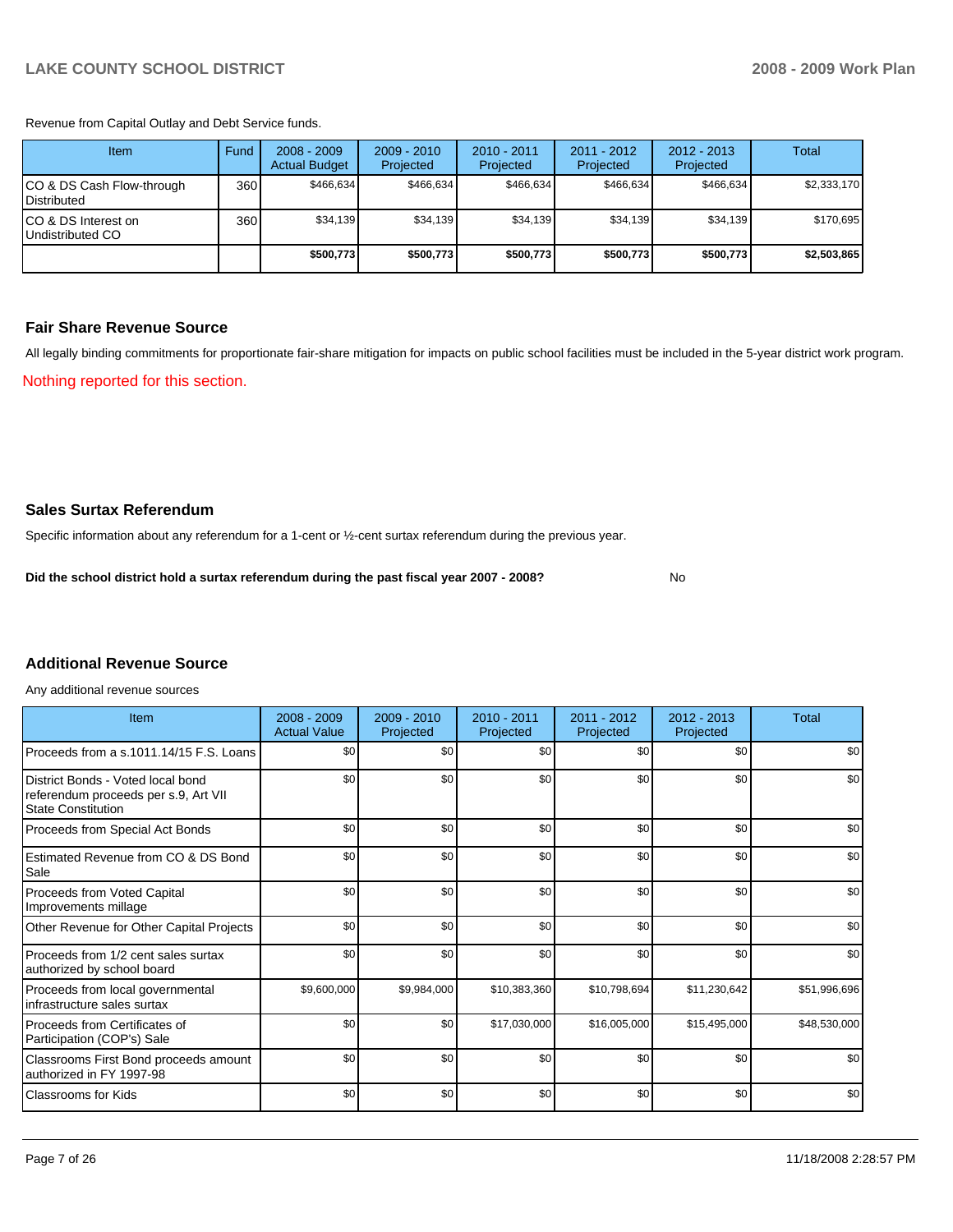Revenue from Capital Outlay and Debt Service funds.

| Item | Fund | 2008 - 2009 Actual Budget | 2009 - 2010 Projected | 2010 - 2011 Projected | 2011 - 2012 Projected | 2012 - 2013 Projected | Total |
|---|---|---|---|---|---|---|---|
| CO & DS Cash Flow-through Distributed | 360 | $466,634 | $466,634 | $466,634 | $466,634 | $466,634 | $2,333,170 |
| CO & DS Interest on Undistributed CO | 360 | $34,139 | $34,139 | $34,139 | $34,139 | $34,139 | $170,695 |
| | | **$500,773** | **$500,773** | **$500,773** | **$500,773** | **$500,773** | **$2,503,865** |

## Fair Share Revenue Source

All legally binding commitments for proportionate fair-share mitigation for impacts on public school facilities must be included in the 5-year district work program.

Nothing reported for this section.

## Sales Surtax Referendum

Specific information about any referendum for a 1-cent or ½-cent surtax referendum during the previous year.

**Did the school district hold a surtax referendum during the past fiscal year 2007 - 2008?** No

## Additional Revenue Source

Any additional revenue sources

| Item | 2008 - 2009 Actual Value | 2009 - 2010 Projected | 2010 - 2011 Projected | 2011 - 2012 Projected | 2012 - 2013 Projected | Total |
|---|---|---|---|---|---|---|
| Proceeds from a s.1011.14/15 F.S. Loans | $0 | $0 | $0 | $0 | $0 | $0 |
| District Bonds - Voted local bond referendum proceeds per s.9, Art VII State Constitution | $0 | $0 | $0 | $0 | $0 | $0 |
| Proceeds from Special Act Bonds | $0 | $0 | $0 | $0 | $0 | $0 |
| Estimated Revenue from CO & DS Bond Sale | $0 | $0 | $0 | $0 | $0 | $0 |
| Proceeds from Voted Capital Improvements millage | $0 | $0 | $0 | $0 | $0 | $0 |
| Other Revenue for Other Capital Projects | $0 | $0 | $0 | $0 | $0 | $0 |
| Proceeds from 1/2 cent sales surtax authorized by school board | $0 | $0 | $0 | $0 | $0 | $0 |
| Proceeds from local governmental infrastructure sales surtax | $9,600,000 | $9,984,000 | $10,383,360 | $10,798,694 | $11,230,642 | $51,996,696 |
| Proceeds from Certificates of Participation (COP's) Sale | $0 | $0 | $17,030,000 | $16,005,000 | $15,495,000 | $48,530,000 |
| Classrooms First Bond proceeds amount authorized in FY 1997-98 | $0 | $0 | $0 | $0 | $0 | $0 |
| Classrooms for Kids | $0 | $0 | $0 | $0 | $0 | $0 |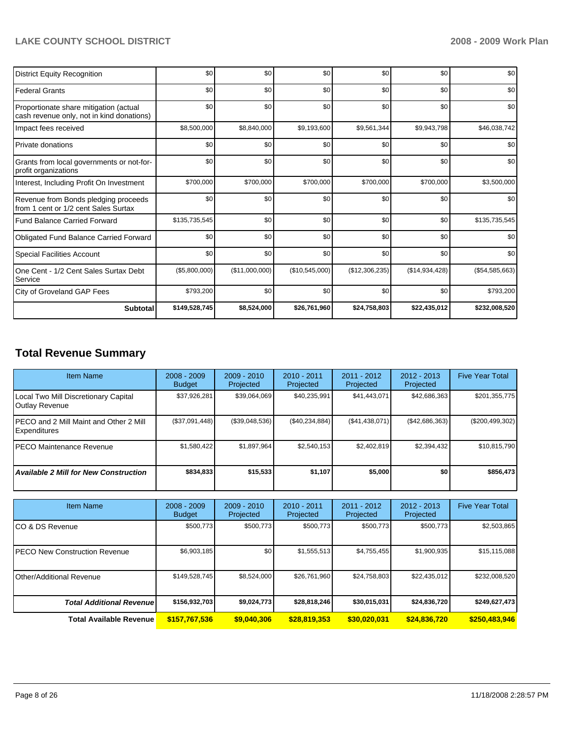| | | | | | | |
|---|---|---|---|---|---|---|
| District Equity Recognition | $0 | $0 | $0 | $0 | $0 | $0 |
| Federal Grants | $0 | $0 | $0 | $0 | $0 | $0 |
| Proportionate share mitigation (actual cash revenue only, not in kind donations) | $0 | $0 | $0 | $0 | $0 | $0 |
| Impact fees received | $8,500,000 | $8,840,000 | $9,193,600 | $9,561,344 | $9,943,798 | $46,038,742 |
| Private donations | $0 | $0 | $0 | $0 | $0 | $0 |
| Grants from local governments or not-for-profit organizations | $0 | $0 | $0 | $0 | $0 | $0 |
| Interest, Including Profit On Investment | $700,000 | $700,000 | $700,000 | $700,000 | $700,000 | $3,500,000 |
| Revenue from Bonds pledging proceeds from 1 cent or 1/2 cent Sales Surtax | $0 | $0 | $0 | $0 | $0 | $0 |
| Fund Balance Carried Forward | $135,735,545 | $0 | $0 | $0 | $0 | $135,735,545 |
| Obligated Fund Balance Carried Forward | $0 | $0 | $0 | $0 | $0 | $0 |
| Special Facilities Account | $0 | $0 | $0 | $0 | $0 | $0 |
| One Cent - 1/2 Cent Sales Surtax Debt Service | ($5,800,000) | ($11,000,000) | ($10,545,000) | ($12,306,235) | ($14,934,428) | ($54,585,663) |
| City of Groveland GAP Fees | $793,200 | $0 | $0 | $0 | $0 | $793,200 |
| **Subtotal** | **$149,528,745** | **$8,524,000** | **$26,761,960** | **$24,758,803** | **$22,435,012** | **$232,008,520** |

## Total Revenue Summary

| Item Name | 2008 - 2009 Budget | 2009 - 2010 Projected | 2010 - 2011 Projected | 2011 - 2012 Projected | 2012 - 2013 Projected | Five Year Total |
|---|---|---|---|---|---|---|
| Local Two Mill Discretionary Capital Outlay Revenue | $37,926,281 | $39,064,069 | $40,235,991 | $41,443,071 | $42,686,363 | $201,355,775 |
| PECO and 2 Mill Maint and Other 2 Mill Expenditures | ($37,091,448) | ($39,048,536) | ($40,234,884) | ($41,438,071) | ($42,686,363) | ($200,499,302) |
| PECO Maintenance Revenue | $1,580,422 | $1,897,964 | $2,540,153 | $2,402,819 | $2,394,432 | $10,815,790 |
| ***Available 2 Mill for New Construction*** | **$834,833** | **$15,533** | **$1,107** | **$5,000** | **$0** | **$856,473** |

| Item Name | 2008 - 2009 Budget | 2009 - 2010 Projected | 2010 - 2011 Projected | 2011 - 2012 Projected | 2012 - 2013 Projected | Five Year Total |
|---|---|---|---|---|---|---|
| CO & DS Revenue | $500,773 | $500,773 | $500,773 | $500,773 | $500,773 | $2,503,865 |
| PECO New Construction Revenue | $6,903,185 | $0 | $1,555,513 | $4,755,455 | $1,900,935 | $15,115,088 |
| Other/Additional Revenue | $149,528,745 | $8,524,000 | $26,761,960 | $24,758,803 | $22,435,012 | $232,008,520 |
| ***Total Additional Revenue*** | **$156,932,703** | **$9,024,773** | **$28,818,246** | **$30,015,031** | **$24,836,720** | **$249,627,473** |
| **Total Available Revenue** | **$157,767,536** | **$9,040,306** | **$28,819,353** | **$30,020,031** | **$24,836,720** | **$250,483,946** |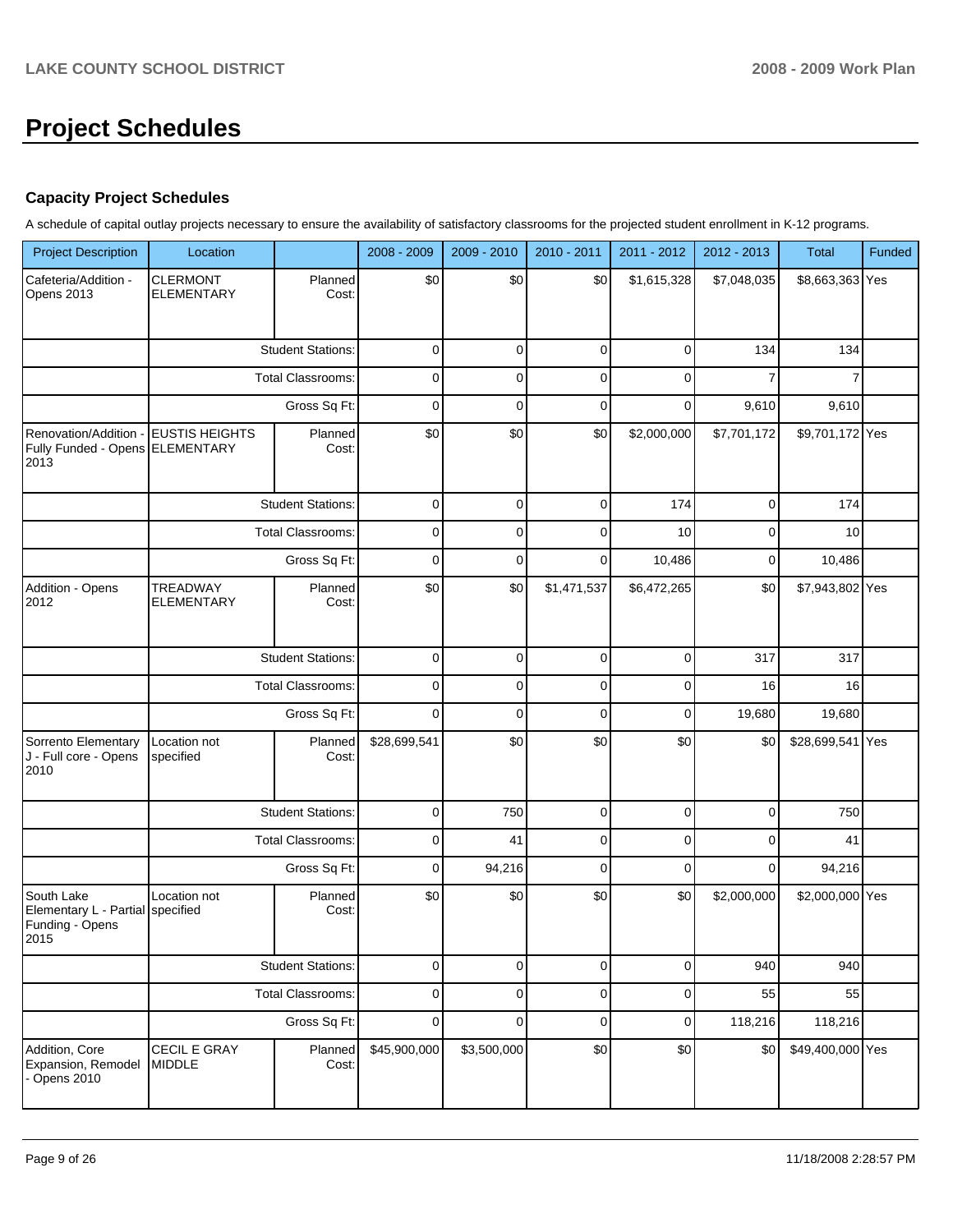# Project Schedules

### Capacity Project Schedules

A schedule of capital outlay projects necessary to ensure the availability of satisfactory classrooms for the projected student enrollment in K-12 programs.

| Project Description | Location | | 2008 - 2009 | 2009 - 2010 | 2010 - 2011 | 2011 - 2012 | 2012 - 2013 | Total | Funded |
|---|---|---|---|---|---|---|---|---|---|
| Cafeteria/Addition - Opens 2013 | CLERMONT ELEMENTARY | Planned Cost: | $0 | $0 | $0 | $1,615,328 | $7,048,035 | $8,663,363 | Yes |
| | | Student Stations: | 0 | 0 | 0 | 0 | 134 | 134 | |
| | | Total Classrooms: | 0 | 0 | 0 | 0 | 7 | 7 | |
| | | Gross Sq Ft: | 0 | 0 | 0 | 0 | 9,610 | 9,610 | |
| Renovation/Addition - Fully Funded - Opens 2013 | EUSTIS HEIGHTS ELEMENTARY | Planned Cost: | $0 | $0 | $0 | $2,000,000 | $7,701,172 | $9,701,172 | Yes |
| | | Student Stations: | 0 | 0 | 0 | 174 | 0 | 174 | |
| | | Total Classrooms: | 0 | 0 | 0 | 10 | 0 | 10 | |
| | | Gross Sq Ft: | 0 | 0 | 0 | 10,486 | 0 | 10,486 | |
| Addition - Opens 2012 | TREADWAY ELEMENTARY | Planned Cost: | $0 | $0 | $1,471,537 | $6,472,265 | $0 | $7,943,802 | Yes |
| | | Student Stations: | 0 | 0 | 0 | 0 | 317 | 317 | |
| | | Total Classrooms: | 0 | 0 | 0 | 0 | 16 | 16 | |
| | | Gross Sq Ft: | 0 | 0 | 0 | 0 | 19,680 | 19,680 | |
| Sorrento Elementary J - Full core - Opens 2010 | Location not specified | Planned Cost: | $28,699,541 | $0 | $0 | $0 | $0 | $28,699,541 | Yes |
| | | Student Stations: | 0 | 750 | 0 | 0 | 0 | 750 | |
| | | Total Classrooms: | 0 | 41 | 0 | 0 | 0 | 41 | |
| | | Gross Sq Ft: | 0 | 94,216 | 0 | 0 | 0 | 94,216 | |
| South Lake Elementary L - Partial Funding - Opens 2015 | Location not specified | Planned Cost: | $0 | $0 | $0 | $0 | $2,000,000 | $2,000,000 | Yes |
| | | Student Stations: | 0 | 0 | 0 | 0 | 940 | 940 | |
| | | Total Classrooms: | 0 | 0 | 0 | 0 | 55 | 55 | |
| | | Gross Sq Ft: | 0 | 0 | 0 | 0 | 118,216 | 118,216 | |
| Addition, Core Expansion, Remodel - Opens 2010 | CECIL E GRAY MIDDLE | Planned Cost: | $45,900,000 | $3,500,000 | $0 | $0 | $0 | $49,400,000 | Yes |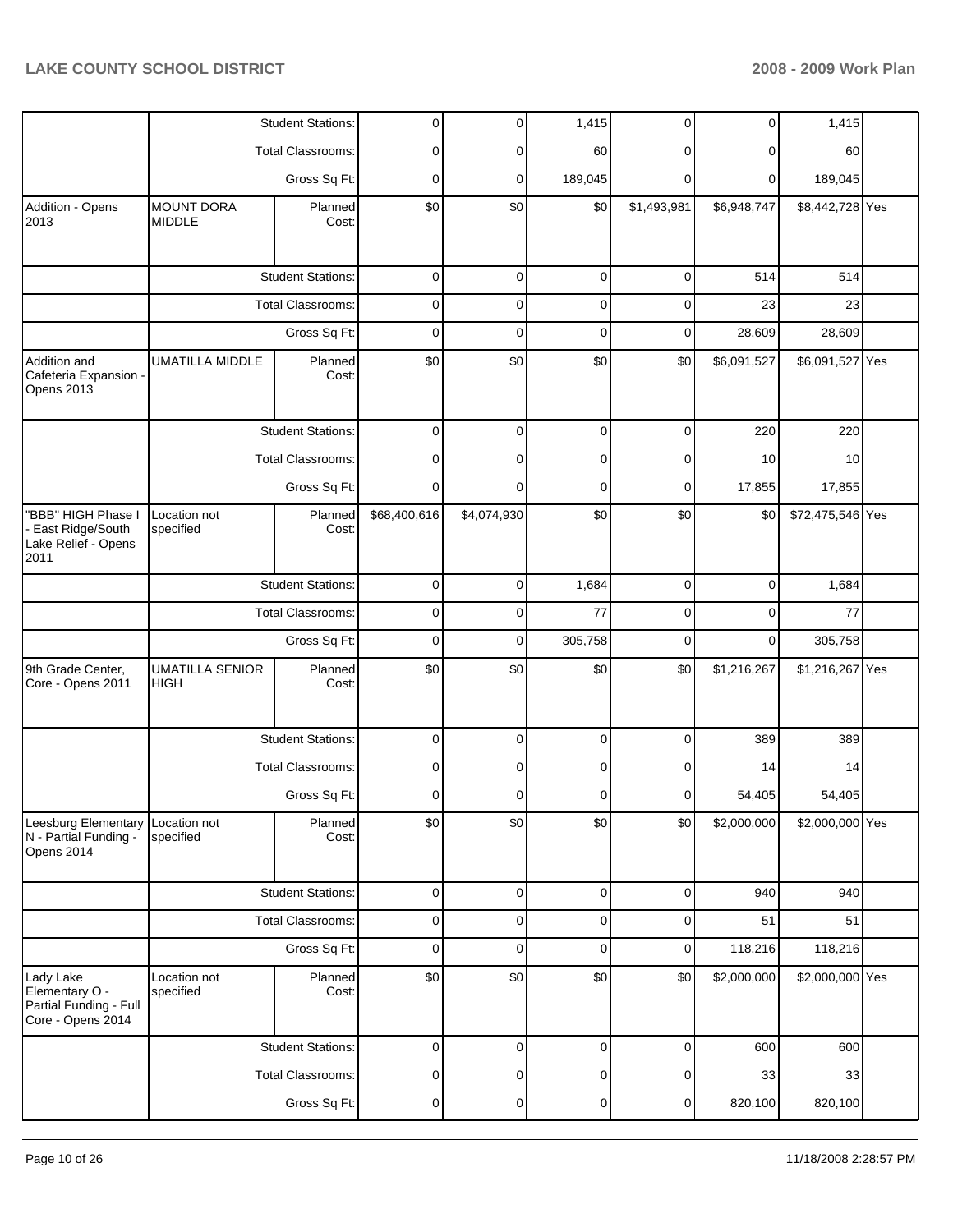| | | | | | | | | | |
|---|---|---|---|---|---|---|---|---|---|
| | | Student Stations: | 0 | 0 | 1,415 | 0 | 0 | 1,415 | |
| | | Total Classrooms: | 0 | 0 | 60 | 0 | 0 | 60 | |
| | | Gross Sq Ft: | 0 | 0 | 189,045 | 0 | 0 | 189,045 | |
| Addition - Opens 2013 | MOUNT DORA MIDDLE | Planned Cost: | $0 | $0 | $0 | $1,493,981 | $6,948,747 | $8,442,728 | Yes |
| | | Student Stations: | 0 | 0 | 0 | 0 | 514 | 514 | |
| | | Total Classrooms: | 0 | 0 | 0 | 0 | 23 | 23 | |
| | | Gross Sq Ft: | 0 | 0 | 0 | 0 | 28,609 | 28,609 | |
| Addition and Cafeteria Expansion - Opens 2013 | UMATILLA MIDDLE | Planned Cost: | $0 | $0 | $0 | $0 | $6,091,527 | $6,091,527 | Yes |
| | | Student Stations: | 0 | 0 | 0 | 0 | 220 | 220 | |
| | | Total Classrooms: | 0 | 0 | 0 | 0 | 10 | 10 | |
| | | Gross Sq Ft: | 0 | 0 | 0 | 0 | 17,855 | 17,855 | |
| "BBB" HIGH Phase I - East Ridge/South Lake Relief - Opens 2011 | Location not specified | Planned Cost: | $68,400,616 | $4,074,930 | $0 | $0 | $0 | $72,475,546 | Yes |
| | | Student Stations: | 0 | 0 | 1,684 | 0 | 0 | 1,684 | |
| | | Total Classrooms: | 0 | 0 | 77 | 0 | 0 | 77 | |
| | | Gross Sq Ft: | 0 | 0 | 305,758 | 0 | 0 | 305,758 | |
| 9th Grade Center, Core - Opens 2011 | UMATILLA SENIOR HIGH | Planned Cost: | $0 | $0 | $0 | $0 | $1,216,267 | $1,216,267 | Yes |
| | | Student Stations: | 0 | 0 | 0 | 0 | 389 | 389 | |
| | | Total Classrooms: | 0 | 0 | 0 | 0 | 14 | 14 | |
| | | Gross Sq Ft: | 0 | 0 | 0 | 0 | 54,405 | 54,405 | |
| Leesburg Elementary N - Partial Funding - Opens 2014 | Location not specified | Planned Cost: | $0 | $0 | $0 | $0 | $2,000,000 | $2,000,000 | Yes |
| | | Student Stations: | 0 | 0 | 0 | 0 | 940 | 940 | |
| | | Total Classrooms: | 0 | 0 | 0 | 0 | 51 | 51 | |
| | | Gross Sq Ft: | 0 | 0 | 0 | 0 | 118,216 | 118,216 | |
| Lady Lake Elementary O - Partial Funding - Full Core - Opens 2014 | Location not specified | Planned Cost: | $0 | $0 | $0 | $0 | $2,000,000 | $2,000,000 | Yes |
| | | Student Stations: | 0 | 0 | 0 | 0 | 600 | 600 | |
| | | Total Classrooms: | 0 | 0 | 0 | 0 | 33 | 33 | |
| | | Gross Sq Ft: | 0 | 0 | 0 | 0 | 820,100 | 820,100 | |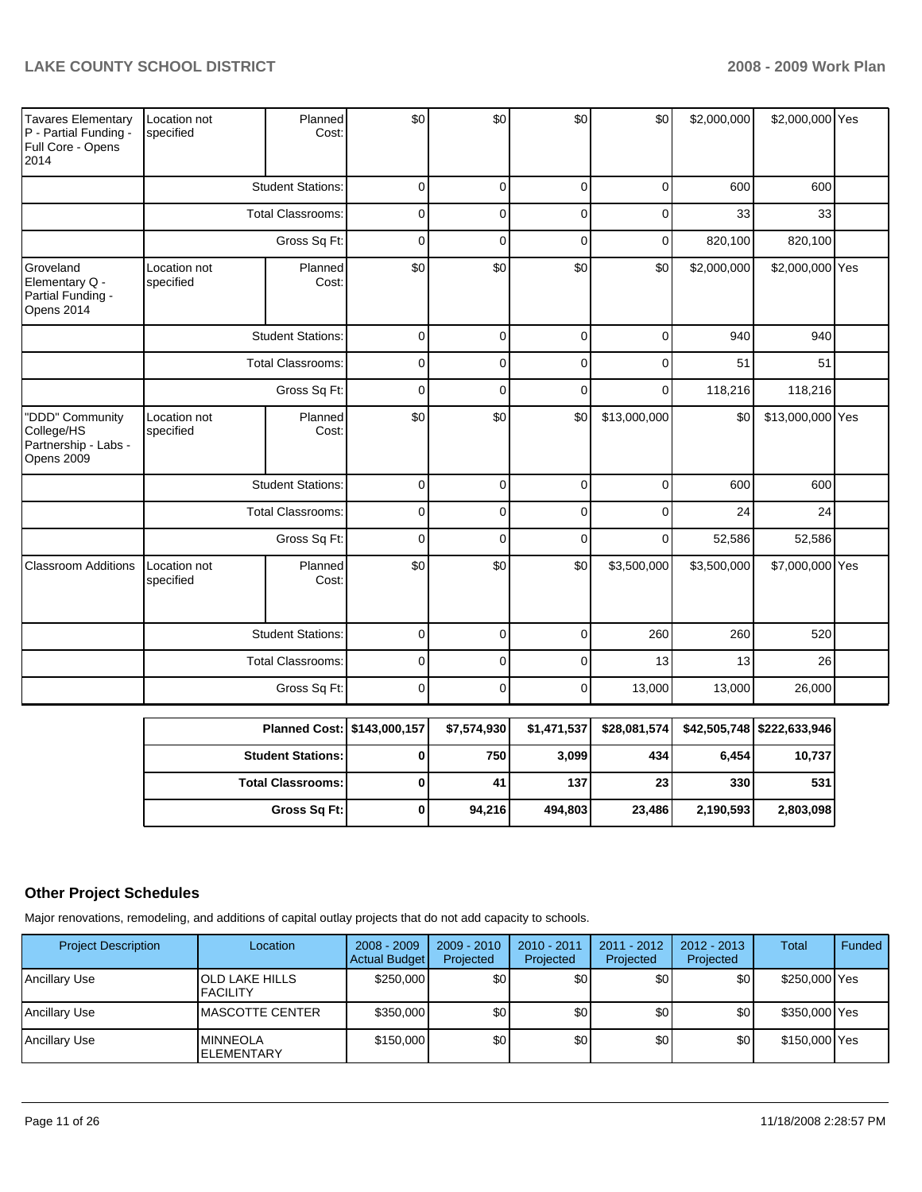| Project Description | Location | | 2008 - 2009 Actual Budget | 2009 - 2010 Projected | 2010 - 2011 Projected | 2011 - 2012 Projected | 2012 - 2013 Projected | Total | Funded |
|---|---|---|---|---|---|---|---|---|---|
| Tavares Elementary P - Partial Funding - Full Core - Opens 2014 | Location not specified | Planned Cost: | $0 | $0 | $0 | $0 | $2,000,000 | $2,000,000 | Yes |
| | | Student Stations: | 0 | 0 | 0 | 0 | 600 | 600 | |
| | | Total Classrooms: | 0 | 0 | 0 | 0 | 33 | 33 | |
| | | Gross Sq Ft: | 0 | 0 | 0 | 0 | 820,100 | 820,100 | |
| Groveland Elementary Q - Partial Funding - Opens 2014 | Location not specified | Planned Cost: | $0 | $0 | $0 | $0 | $2,000,000 | $2,000,000 | Yes |
| | | Student Stations: | 0 | 0 | 0 | 0 | 940 | 940 | |
| | | Total Classrooms: | 0 | 0 | 0 | 0 | 51 | 51 | |
| | | Gross Sq Ft: | 0 | 0 | 0 | 0 | 118,216 | 118,216 | |
| "DDD" Community College/HS Partnership - Labs - Opens 2009 | Location not specified | Planned Cost: | $0 | $0 | $0 | $13,000,000 | $0 | $13,000,000 | Yes |
| | | Student Stations: | 0 | 0 | 0 | 0 | 600 | 600 | |
| | | Total Classrooms: | 0 | 0 | 0 | 0 | 24 | 24 | |
| | | Gross Sq Ft: | 0 | 0 | 0 | 0 | 52,586 | 52,586 | |
| Classroom Additions | Location not specified | Planned Cost: | $0 | $0 | $0 | $3,500,000 | $3,500,000 | $7,000,000 | Yes |
| | | Student Stations: | 0 | 0 | 0 | 260 | 260 | 520 | |
| | | Total Classrooms: | 0 | 0 | 0 | 13 | 13 | 26 | |
| | | Gross Sq Ft: | 0 | 0 | 0 | 13,000 | 13,000 | 26,000 | |

| | 2008 - 2009 | 2009 - 2010 | 2010 - 2011 | 2011 - 2012 | 2012 - 2013 | Total |
|---|---|---|---|---|---|---|
| **Planned Cost:** | **$143,000,157** | **$7,574,930** | **$1,471,537** | **$28,081,574** | **$42,505,748** | **$222,633,946** |
| **Student Stations:** | **0** | **750** | **3,099** | **434** | **6,454** | **10,737** |
| **Total Classrooms:** | **0** | **41** | **137** | **23** | **330** | **531** |
| **Gross Sq Ft:** | **0** | **94,216** | **494,803** | **23,486** | **2,190,593** | **2,803,098** |

## Other Project Schedules

Major renovations, remodeling, and additions of capital outlay projects that do not add capacity to schools.

| Project Description | Location | 2008 - 2009 Actual Budget | 2009 - 2010 Projected | 2010 - 2011 Projected | 2011 - 2012 Projected | 2012 - 2013 Projected | Total | Funded |
|---|---|---|---|---|---|---|---|---|
| Ancillary Use | OLD LAKE HILLS FACILITY | $250,000 | $0 | $0 | $0 | $0 | $250,000 | Yes |
| Ancillary Use | MASCOTTE CENTER | $350,000 | $0 | $0 | $0 | $0 | $350,000 | Yes |
| Ancillary Use | MINNEOLA ELEMENTARY | $150,000 | $0 | $0 | $0 | $0 | $150,000 | Yes |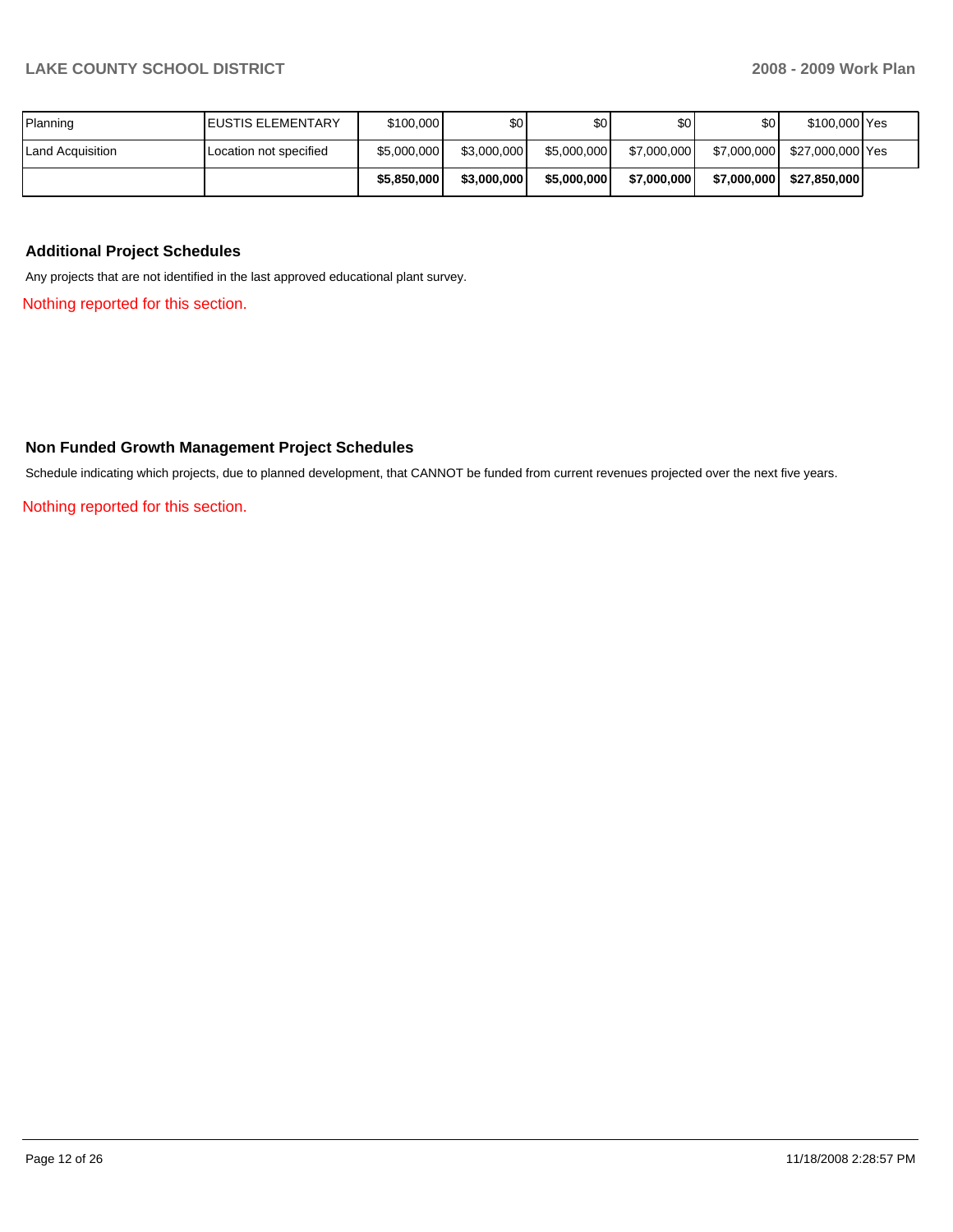| | | | | | | | | |
|---|---|---|---|---|---|---|---|---|
| Planning | EUSTIS ELEMENTARY | $100,000 | $0 | $0 | $0 | $0 | $100,000 | Yes |
| Land Acquisition | Location not specified | $5,000,000 | $3,000,000 | $5,000,000 | $7,000,000 | $7,000,000 | $27,000,000 | Yes |
| | | **$5,850,000** | **$3,000,000** | **$5,000,000** | **$7,000,000** | **$7,000,000** | **$27,850,000** | |

## Additional Project Schedules

Any projects that are not identified in the last approved educational plant survey.

Nothing reported for this section.

## Non Funded Growth Management Project Schedules

Schedule indicating which projects, due to planned development, that CANNOT be funded from current revenues projected over the next five years.

Nothing reported for this section.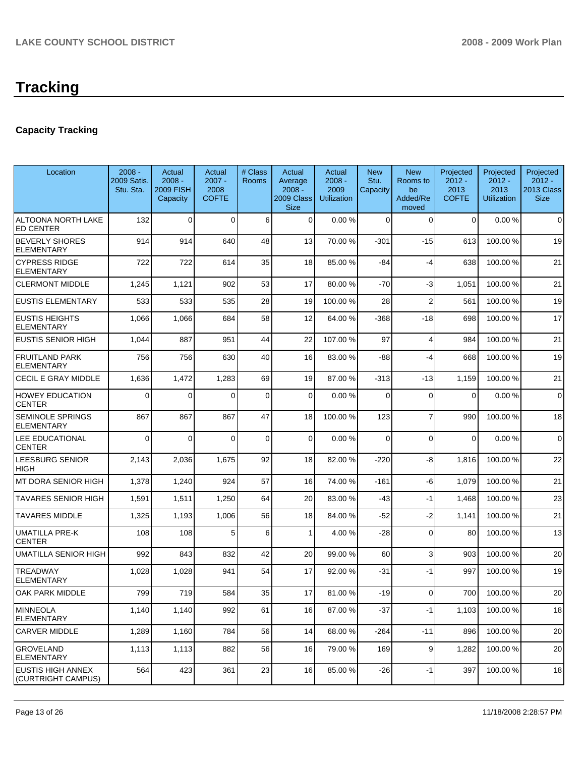# Tracking

### Capacity Tracking

| Location | 2008 - 2009 Satis. Stu. Sta. | Actual 2008 - 2009 FISH Capacity | Actual 2007 - 2008 COFTE | # Class Rooms | Actual Average 2008 - 2009 Class Size | Actual 2008 - 2009 Utilization | New Stu. Capacity | New Rooms to be Added/Removed | Projected 2012 - 2013 COFTE | Projected 2012 - 2013 Utilization | Projected 2012 - 2013 Class Size |
|---|---|---|---|---|---|---|---|---|---|---|---|
| ALTOONA NORTH LAKE ED CENTER | 132 | 0 | 0 | 6 | 0 | 0.00 % | 0 | 0 | 0 | 0.00 % | 0 |
| BEVERLY SHORES ELEMENTARY | 914 | 914 | 640 | 48 | 13 | 70.00 % | -301 | -15 | 613 | 100.00 % | 19 |
| CYPRESS RIDGE ELEMENTARY | 722 | 722 | 614 | 35 | 18 | 85.00 % | -84 | -4 | 638 | 100.00 % | 21 |
| CLERMONT MIDDLE | 1,245 | 1,121 | 902 | 53 | 17 | 80.00 % | -70 | -3 | 1,051 | 100.00 % | 21 |
| EUSTIS ELEMENTARY | 533 | 533 | 535 | 28 | 19 | 100.00 % | 28 | 2 | 561 | 100.00 % | 19 |
| EUSTIS HEIGHTS ELEMENTARY | 1,066 | 1,066 | 684 | 58 | 12 | 64.00 % | -368 | -18 | 698 | 100.00 % | 17 |
| EUSTIS SENIOR HIGH | 1,044 | 887 | 951 | 44 | 22 | 107.00 % | 97 | 4 | 984 | 100.00 % | 21 |
| FRUITLAND PARK ELEMENTARY | 756 | 756 | 630 | 40 | 16 | 83.00 % | -88 | -4 | 668 | 100.00 % | 19 |
| CECIL E GRAY MIDDLE | 1,636 | 1,472 | 1,283 | 69 | 19 | 87.00 % | -313 | -13 | 1,159 | 100.00 % | 21 |
| HOWEY EDUCATION CENTER | 0 | 0 | 0 | 0 | 0 | 0.00 % | 0 | 0 | 0 | 0.00 % | 0 |
| SEMINOLE SPRINGS ELEMENTARY | 867 | 867 | 867 | 47 | 18 | 100.00 % | 123 | 7 | 990 | 100.00 % | 18 |
| LEE EDUCATIONAL CENTER | 0 | 0 | 0 | 0 | 0 | 0.00 % | 0 | 0 | 0 | 0.00 % | 0 |
| LEESBURG SENIOR HIGH | 2,143 | 2,036 | 1,675 | 92 | 18 | 82.00 % | -220 | -8 | 1,816 | 100.00 % | 22 |
| MT DORA SENIOR HIGH | 1,378 | 1,240 | 924 | 57 | 16 | 74.00 % | -161 | -6 | 1,079 | 100.00 % | 21 |
| TAVARES SENIOR HIGH | 1,591 | 1,511 | 1,250 | 64 | 20 | 83.00 % | -43 | -1 | 1,468 | 100.00 % | 23 |
| TAVARES MIDDLE | 1,325 | 1,193 | 1,006 | 56 | 18 | 84.00 % | -52 | -2 | 1,141 | 100.00 % | 21 |
| UMATILLA PRE-K CENTER | 108 | 108 | 5 | 6 | 1 | 4.00 % | -28 | 0 | 80 | 100.00 % | 13 |
| UMATILLA SENIOR HIGH | 992 | 843 | 832 | 42 | 20 | 99.00 % | 60 | 3 | 903 | 100.00 % | 20 |
| TREADWAY ELEMENTARY | 1,028 | 1,028 | 941 | 54 | 17 | 92.00 % | -31 | -1 | 997 | 100.00 % | 19 |
| OAK PARK MIDDLE | 799 | 719 | 584 | 35 | 17 | 81.00 % | -19 | 0 | 700 | 100.00 % | 20 |
| MINNEOLA ELEMENTARY | 1,140 | 1,140 | 992 | 61 | 16 | 87.00 % | -37 | -1 | 1,103 | 100.00 % | 18 |
| CARVER MIDDLE | 1,289 | 1,160 | 784 | 56 | 14 | 68.00 % | -264 | -11 | 896 | 100.00 % | 20 |
| GROVELAND ELEMENTARY | 1,113 | 1,113 | 882 | 56 | 16 | 79.00 % | 169 | 9 | 1,282 | 100.00 % | 20 |
| EUSTIS HIGH ANNEX (CURTRIGHT CAMPUS) | 564 | 423 | 361 | 23 | 16 | 85.00 % | -26 | -1 | 397 | 100.00 % | 18 |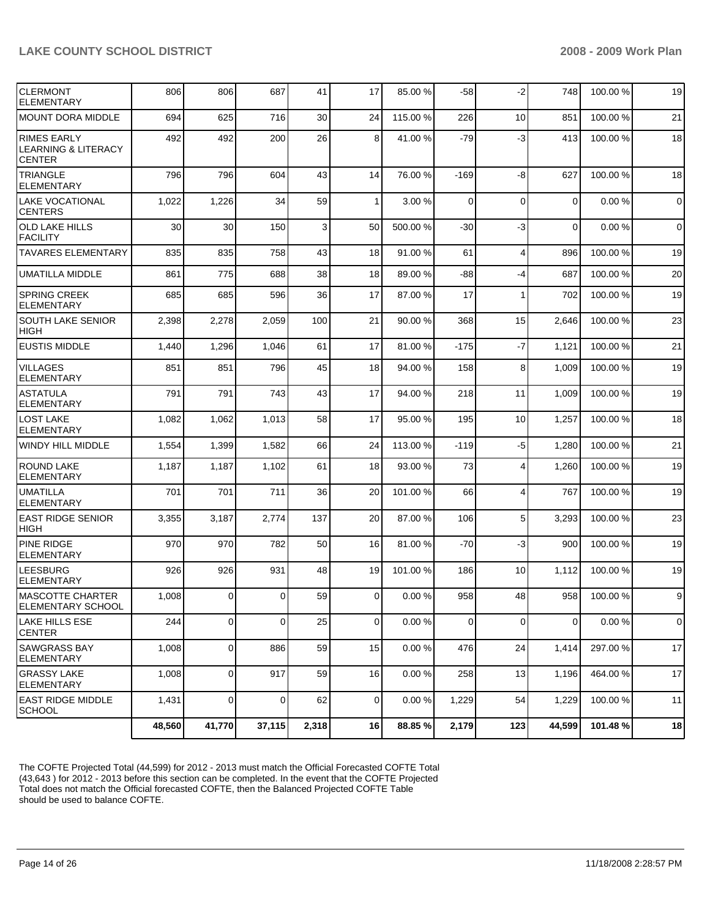| | | | | | | | | | | | |
|---|---|---|---|---|---|---|---|---|---|---|---|
| CLERMONT ELEMENTARY | 806 | 806 | 687 | 41 | 17 | 85.00 % | -58 | -2 | 748 | 100.00 % | 19 |
| MOUNT DORA MIDDLE | 694 | 625 | 716 | 30 | 24 | 115.00 % | 226 | 10 | 851 | 100.00 % | 21 |
| RIMES EARLY LEARNING & LITERACY CENTER | 492 | 492 | 200 | 26 | 8 | 41.00 % | -79 | -3 | 413 | 100.00 % | 18 |
| TRIANGLE ELEMENTARY | 796 | 796 | 604 | 43 | 14 | 76.00 % | -169 | -8 | 627 | 100.00 % | 18 |
| LAKE VOCATIONAL CENTERS | 1,022 | 1,226 | 34 | 59 | 1 | 3.00 % | 0 | 0 | 0 | 0.00 % | 0 |
| OLD LAKE HILLS FACILITY | 30 | 30 | 150 | 3 | 50 | 500.00 % | -30 | -3 | 0 | 0.00 % | 0 |
| TAVARES ELEMENTARY | 835 | 835 | 758 | 43 | 18 | 91.00 % | 61 | 4 | 896 | 100.00 % | 19 |
| UMATILLA MIDDLE | 861 | 775 | 688 | 38 | 18 | 89.00 % | -88 | -4 | 687 | 100.00 % | 20 |
| SPRING CREEK ELEMENTARY | 685 | 685 | 596 | 36 | 17 | 87.00 % | 17 | 1 | 702 | 100.00 % | 19 |
| SOUTH LAKE SENIOR HIGH | 2,398 | 2,278 | 2,059 | 100 | 21 | 90.00 % | 368 | 15 | 2,646 | 100.00 % | 23 |
| EUSTIS MIDDLE | 1,440 | 1,296 | 1,046 | 61 | 17 | 81.00 % | -175 | -7 | 1,121 | 100.00 % | 21 |
| VILLAGES ELEMENTARY | 851 | 851 | 796 | 45 | 18 | 94.00 % | 158 | 8 | 1,009 | 100.00 % | 19 |
| ASTATULA ELEMENTARY | 791 | 791 | 743 | 43 | 17 | 94.00 % | 218 | 11 | 1,009 | 100.00 % | 19 |
| LOST LAKE ELEMENTARY | 1,082 | 1,062 | 1,013 | 58 | 17 | 95.00 % | 195 | 10 | 1,257 | 100.00 % | 18 |
| WINDY HILL MIDDLE | 1,554 | 1,399 | 1,582 | 66 | 24 | 113.00 % | -119 | -5 | 1,280 | 100.00 % | 21 |
| ROUND LAKE ELEMENTARY | 1,187 | 1,187 | 1,102 | 61 | 18 | 93.00 % | 73 | 4 | 1,260 | 100.00 % | 19 |
| UMATILLA ELEMENTARY | 701 | 701 | 711 | 36 | 20 | 101.00 % | 66 | 4 | 767 | 100.00 % | 19 |
| EAST RIDGE SENIOR HIGH | 3,355 | 3,187 | 2,774 | 137 | 20 | 87.00 % | 106 | 5 | 3,293 | 100.00 % | 23 |
| PINE RIDGE ELEMENTARY | 970 | 970 | 782 | 50 | 16 | 81.00 % | -70 | -3 | 900 | 100.00 % | 19 |
| LEESBURG ELEMENTARY | 926 | 926 | 931 | 48 | 19 | 101.00 % | 186 | 10 | 1,112 | 100.00 % | 19 |
| MASCOTTE CHARTER ELEMENTARY SCHOOL | 1,008 | 0 | 0 | 59 | 0 | 0.00 % | 958 | 48 | 958 | 100.00 % | 9 |
| LAKE HILLS ESE CENTER | 244 | 0 | 0 | 25 | 0 | 0.00 % | 0 | 0 | 0 | 0.00 % | 0 |
| SAWGRASS BAY ELEMENTARY | 1,008 | 0 | 886 | 59 | 15 | 0.00 % | 476 | 24 | 1,414 | 297.00 % | 17 |
| GRASSY LAKE ELEMENTARY | 1,008 | 0 | 917 | 59 | 16 | 0.00 % | 258 | 13 | 1,196 | 464.00 % | 17 |
| EAST RIDGE MIDDLE SCHOOL | 1,431 | 0 | 0 | 62 | 0 | 0.00 % | 1,229 | 54 | 1,229 | 100.00 % | 11 |
| | **48,560** | **41,770** | **37,115** | **2,318** | **16** | **88.85 %** | **2,179** | **123** | **44,599** | **101.48 %** | **18** |

The COFTE Projected Total (44,599) for 2012 - 2013 must match the Official Forecasted COFTE Total (43,643 ) for 2012 - 2013 before this section can be completed. In the event that the COFTE Projected Total does not match the Official forecasted COFTE, then the Balanced Projected COFTE Table should be used to balance COFTE.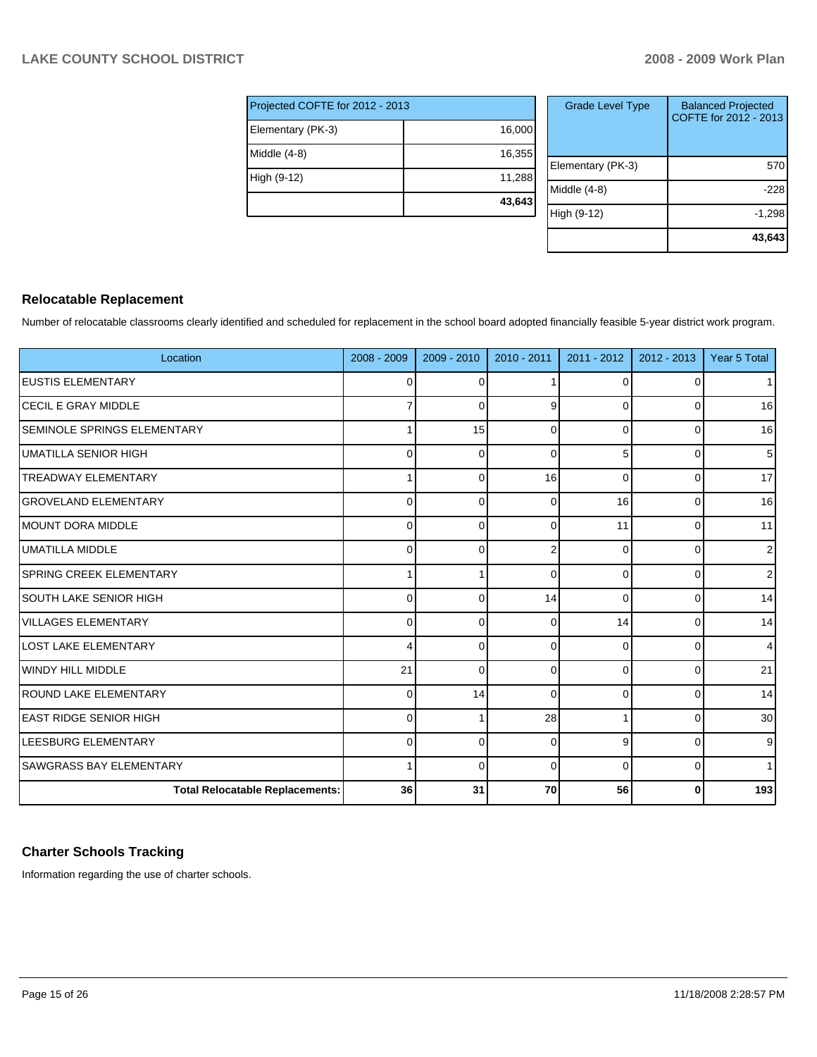| Projected COFTE for 2012 - 2013 | |
|---|---|
| Elementary (PK-3) | 16,000 |
| Middle (4-8) | 16,355 |
| High (9-12) | 11,288 |
| | **43,643** |

| Grade Level Type | Balanced Projected COFTE for 2012 - 2013 |
|---|---|
| Elementary (PK-3) | 570 |
| Middle (4-8) | -228 |
| High (9-12) | -1,298 |
| | **43,643** |

## Relocatable Replacement

Number of relocatable classrooms clearly identified and scheduled for replacement in the school board adopted financially feasible 5-year district work program.

| Location | 2008 - 2009 | 2009 - 2010 | 2010 - 2011 | 2011 - 2012 | 2012 - 2013 | Year 5 Total |
|---|---|---|---|---|---|---|
| EUSTIS ELEMENTARY | 0 | 0 | 1 | 0 | 0 | 1 |
| CECIL E GRAY MIDDLE | 7 | 0 | 9 | 0 | 0 | 16 |
| SEMINOLE SPRINGS ELEMENTARY | 1 | 15 | 0 | 0 | 0 | 16 |
| UMATILLA SENIOR HIGH | 0 | 0 | 0 | 5 | 0 | 5 |
| TREADWAY ELEMENTARY | 1 | 0 | 16 | 0 | 0 | 17 |
| GROVELAND ELEMENTARY | 0 | 0 | 0 | 16 | 0 | 16 |
| MOUNT DORA MIDDLE | 0 | 0 | 0 | 11 | 0 | 11 |
| UMATILLA MIDDLE | 0 | 0 | 2 | 0 | 0 | 2 |
| SPRING CREEK ELEMENTARY | 1 | 1 | 0 | 0 | 0 | 2 |
| SOUTH LAKE SENIOR HIGH | 0 | 0 | 14 | 0 | 0 | 14 |
| VILLAGES ELEMENTARY | 0 | 0 | 0 | 14 | 0 | 14 |
| LOST LAKE ELEMENTARY | 4 | 0 | 0 | 0 | 0 | 4 |
| WINDY HILL MIDDLE | 21 | 0 | 0 | 0 | 0 | 21 |
| ROUND LAKE ELEMENTARY | 0 | 14 | 0 | 0 | 0 | 14 |
| EAST RIDGE SENIOR HIGH | 0 | 1 | 28 | 1 | 0 | 30 |
| LEESBURG ELEMENTARY | 0 | 0 | 0 | 9 | 0 | 9 |
| SAWGRASS BAY ELEMENTARY | 1 | 0 | 0 | 0 | 0 | 1 |
| **Total Relocatable Replacements:** | **36** | **31** | **70** | **56** | **0** | **193** |

## Charter Schools Tracking

Information regarding the use of charter schools.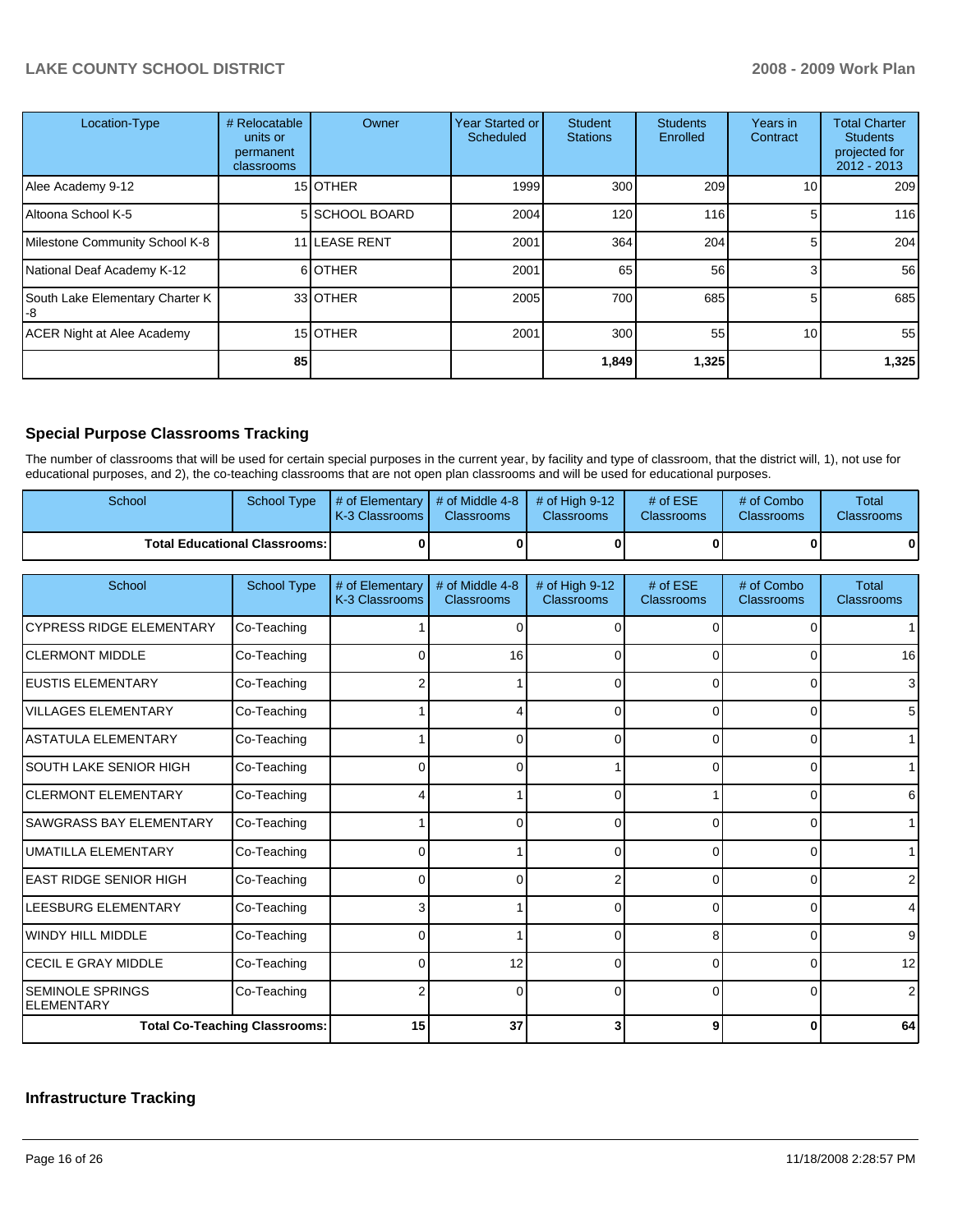| Location-Type | # Relocatable units or permanent classrooms | Owner | Year Started or Scheduled | Student Stations | Students Enrolled | Years in Contract | Total Charter Students projected for 2012 - 2013 |
|---|---|---|---|---|---|---|---|
| Alee Academy 9-12 | 15 | OTHER | 1999 | 300 | 209 | 10 | 209 |
| Altoona School K-5 | 5 | SCHOOL BOARD | 2004 | 120 | 116 | 5 | 116 |
| Milestone Community School K-8 | 11 | LEASE RENT | 2001 | 364 | 204 | 5 | 204 |
| National Deaf Academy K-12 | 6 | OTHER | 2001 | 65 | 56 | 3 | 56 |
| South Lake Elementary Charter K -8 | 33 | OTHER | 2005 | 700 | 685 | 5 | 685 |
| ACER Night at Alee Academy | 15 | OTHER | 2001 | 300 | 55 | 10 | 55 |
| | **85** | | | **1,849** | **1,325** | | **1,325** |

## Special Purpose Classrooms Tracking

The number of classrooms that will be used for certain special purposes in the current year, by facility and type of classroom, that the district will, 1), not use for educational purposes, and 2), the co-teaching classrooms that are not open plan classrooms and will be used for educational purposes.

| School | School Type | # of Elementary K-3 Classrooms | # of Middle 4-8 Classrooms | # of High 9-12 Classrooms | # of ESE Classrooms | # of Combo Classrooms | Total Classrooms |
|---|---|---|---|---|---|---|---|
| **Total Educational Classrooms:** | | **0** | **0** | **0** | **0** | **0** | **0** |

| School | School Type | # of Elementary K-3 Classrooms | # of Middle 4-8 Classrooms | # of High 9-12 Classrooms | # of ESE Classrooms | # of Combo Classrooms | Total Classrooms |
|---|---|---|---|---|---|---|---|
| CYPRESS RIDGE ELEMENTARY | Co-Teaching | 1 | 0 | 0 | 0 | 0 | 1 |
| CLERMONT MIDDLE | Co-Teaching | 0 | 16 | 0 | 0 | 0 | 16 |
| EUSTIS ELEMENTARY | Co-Teaching | 2 | 1 | 0 | 0 | 0 | 3 |
| VILLAGES ELEMENTARY | Co-Teaching | 1 | 4 | 0 | 0 | 0 | 5 |
| ASTATULA ELEMENTARY | Co-Teaching | 1 | 0 | 0 | 0 | 0 | 1 |
| SOUTH LAKE SENIOR HIGH | Co-Teaching | 0 | 0 | 1 | 0 | 0 | 1 |
| CLERMONT ELEMENTARY | Co-Teaching | 4 | 1 | 0 | 1 | 0 | 6 |
| SAWGRASS BAY ELEMENTARY | Co-Teaching | 1 | 0 | 0 | 0 | 0 | 1 |
| UMATILLA ELEMENTARY | Co-Teaching | 0 | 1 | 0 | 0 | 0 | 1 |
| EAST RIDGE SENIOR HIGH | Co-Teaching | 0 | 0 | 2 | 0 | 0 | 2 |
| LEESBURG ELEMENTARY | Co-Teaching | 3 | 1 | 0 | 0 | 0 | 4 |
| WINDY HILL MIDDLE | Co-Teaching | 0 | 1 | 0 | 8 | 0 | 9 |
| CECIL E GRAY MIDDLE | Co-Teaching | 0 | 12 | 0 | 0 | 0 | 12 |
| SEMINOLE SPRINGS ELEMENTARY | Co-Teaching | 2 | 0 | 0 | 0 | 0 | 2 |
| **Total Co-Teaching Classrooms:** | | **15** | **37** | **3** | **9** | **0** | **64** |

## Infrastructure Tracking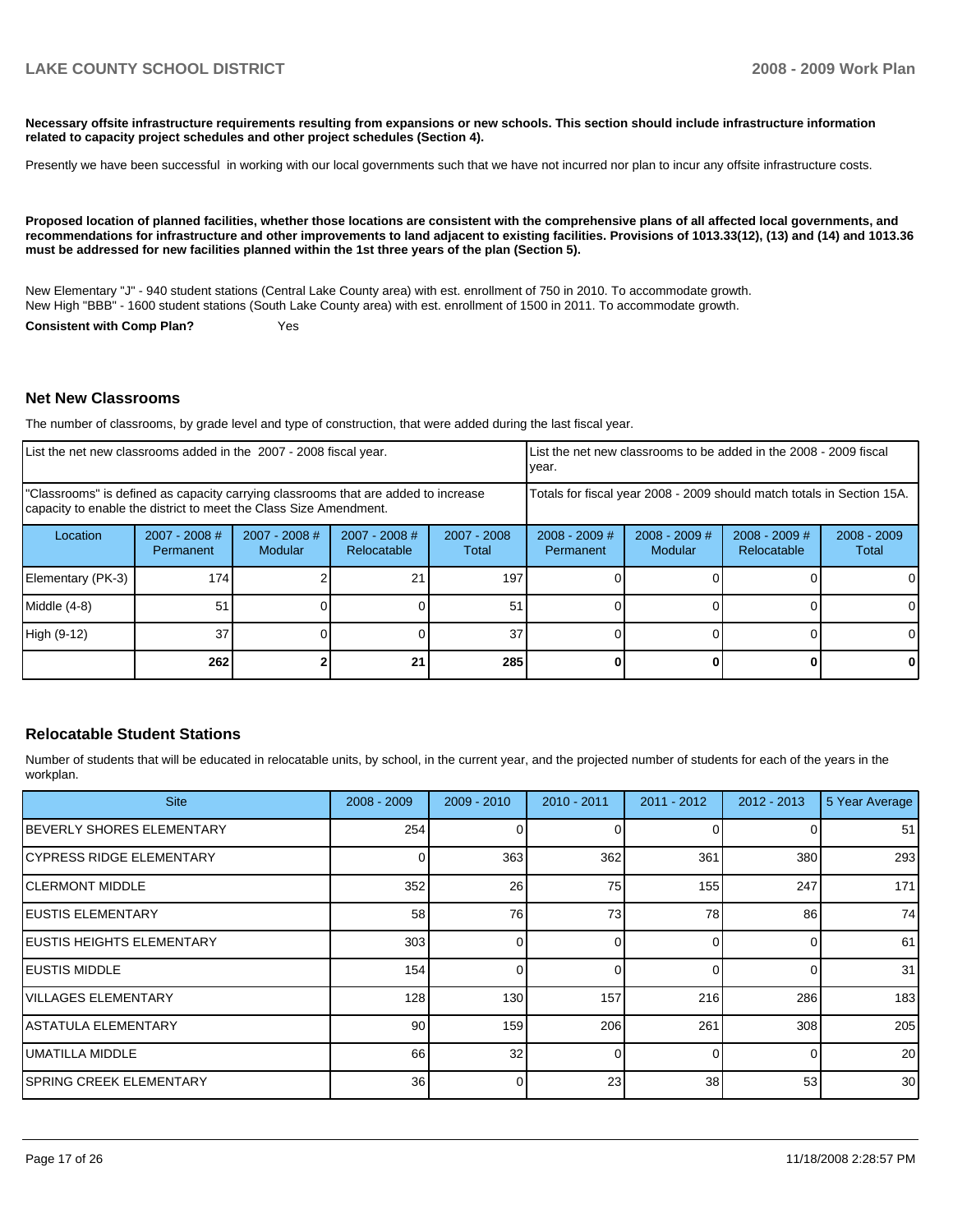**Necessary offsite infrastructure requirements resulting from expansions or new schools. This section should include infrastructure information related to capacity project schedules and other project schedules (Section 4).**

Presently we have been successful in working with our local governments such that we have not incurred nor plan to incur any offsite infrastructure costs.

**Proposed location of planned facilities, whether those locations are consistent with the comprehensive plans of all affected local governments, and recommendations for infrastructure and other improvements to land adjacent to existing facilities. Provisions of 1013.33(12), (13) and (14) and 1013.36 must be addressed for new facilities planned within the 1st three years of the plan (Section 5).**

New Elementary "J" - 940 student stations (Central Lake County area) with est. enrollment of 750 in 2010. To accommodate growth.
New High "BBB" - 1600 student stations (South Lake County area) with est. enrollment of 1500 in 2011. To accommodate growth.

**Consistent with Comp Plan?** Yes

## Net New Classrooms

The number of classrooms, by grade level and type of construction, that were added during the last fiscal year.

| List the net new classrooms added in the 2007 - 2008 fiscal year. | | | | | List the net new classrooms to be added in the 2008 - 2009 fiscal year. | | | |
|---|---|---|---|---|---|---|---|---|
| "Classrooms" is defined as capacity carrying classrooms that are added to increase capacity to enable the district to meet the Class Size Amendment. | | | | | Totals for fiscal year 2008 - 2009 should match totals in Section 15A. | | | |
| Location | 2007 - 2008 # Permanent | 2007 - 2008 # Modular | 2007 - 2008 # Relocatable | 2007 - 2008 Total | 2008 - 2009 # Permanent | 2008 - 2009 # Modular | 2008 - 2009 # Relocatable | 2008 - 2009 Total |
| Elementary (PK-3) | 174 | 2 | 21 | 197 | 0 | 0 | 0 | 0 |
| Middle (4-8) | 51 | 0 | 0 | 51 | 0 | 0 | 0 | 0 |
| High (9-12) | 37 | 0 | 0 | 37 | 0 | 0 | 0 | 0 |
| | **262** | **2** | **21** | **285** | **0** | **0** | **0** | **0** |

## Relocatable Student Stations

Number of students that will be educated in relocatable units, by school, in the current year, and the projected number of students for each of the years in the workplan.

| Site | 2008 - 2009 | 2009 - 2010 | 2010 - 2011 | 2011 - 2012 | 2012 - 2013 | 5 Year Average |
|---|---|---|---|---|---|---|
| BEVERLY SHORES ELEMENTARY | 254 | 0 | 0 | 0 | 0 | 51 |
| CYPRESS RIDGE ELEMENTARY | 0 | 363 | 362 | 361 | 380 | 293 |
| CLERMONT MIDDLE | 352 | 26 | 75 | 155 | 247 | 171 |
| EUSTIS ELEMENTARY | 58 | 76 | 73 | 78 | 86 | 74 |
| EUSTIS HEIGHTS ELEMENTARY | 303 | 0 | 0 | 0 | 0 | 61 |
| EUSTIS MIDDLE | 154 | 0 | 0 | 0 | 0 | 31 |
| VILLAGES ELEMENTARY | 128 | 130 | 157 | 216 | 286 | 183 |
| ASTATULA ELEMENTARY | 90 | 159 | 206 | 261 | 308 | 205 |
| UMATILLA MIDDLE | 66 | 32 | 0 | 0 | 0 | 20 |
| SPRING CREEK ELEMENTARY | 36 | 0 | 23 | 38 | 53 | 30 |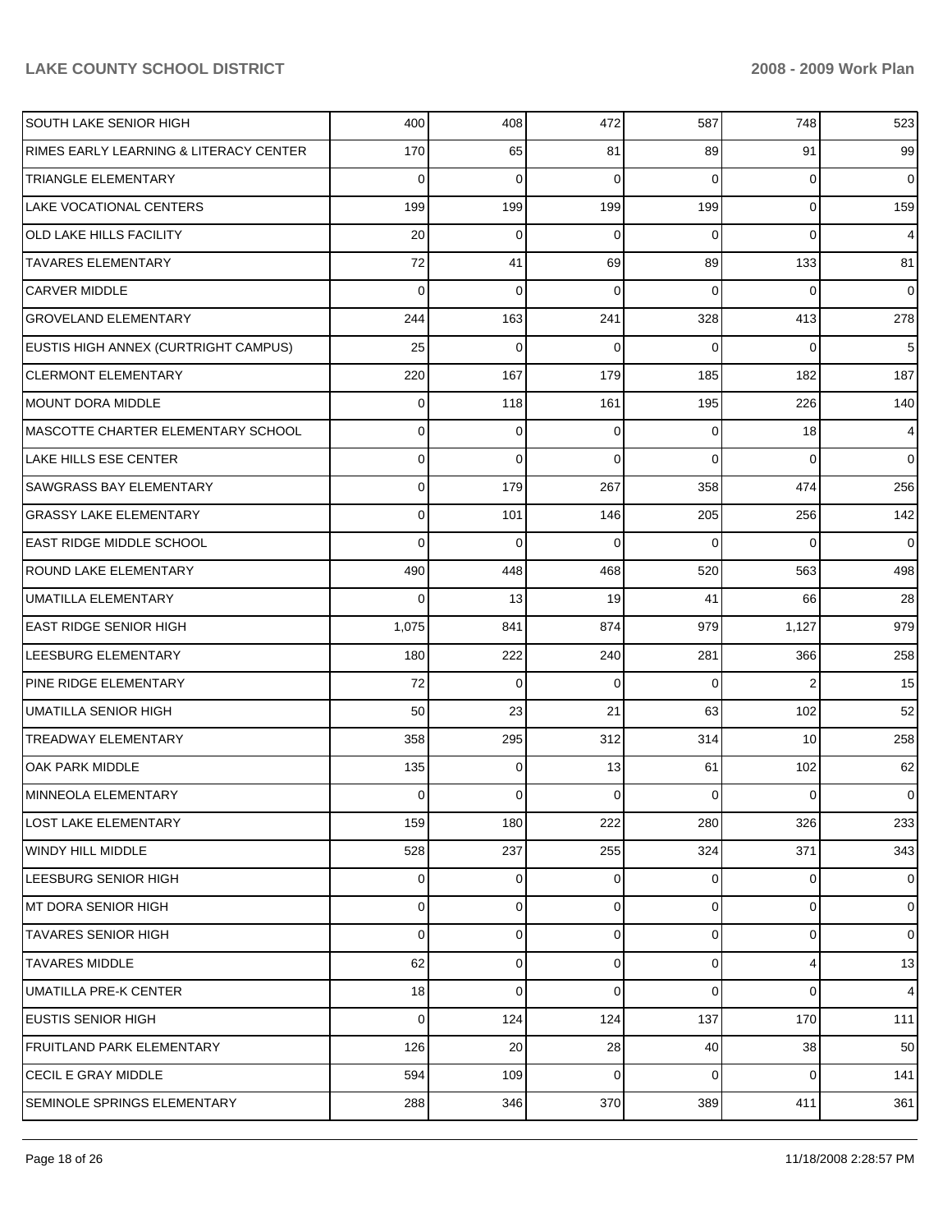| SOUTH LAKE SENIOR HIGH | 400 | 408 | 472 | 587 | 748 | 523 |
|---|---|---|---|---|---|---|
| RIMES EARLY LEARNING & LITERACY CENTER | 170 | 65 | 81 | 89 | 91 | 99 |
| TRIANGLE ELEMENTARY | 0 | 0 | 0 | 0 | 0 | 0 |
| LAKE VOCATIONAL CENTERS | 199 | 199 | 199 | 199 | 0 | 159 |
| OLD LAKE HILLS FACILITY | 20 | 0 | 0 | 0 | 0 | 4 |
| TAVARES ELEMENTARY | 72 | 41 | 69 | 89 | 133 | 81 |
| CARVER MIDDLE | 0 | 0 | 0 | 0 | 0 | 0 |
| GROVELAND ELEMENTARY | 244 | 163 | 241 | 328 | 413 | 278 |
| EUSTIS HIGH ANNEX (CURTRIGHT CAMPUS) | 25 | 0 | 0 | 0 | 0 | 5 |
| CLERMONT ELEMENTARY | 220 | 167 | 179 | 185 | 182 | 187 |
| MOUNT DORA MIDDLE | 0 | 118 | 161 | 195 | 226 | 140 |
| MASCOTTE CHARTER ELEMENTARY SCHOOL | 0 | 0 | 0 | 0 | 18 | 4 |
| LAKE HILLS ESE CENTER | 0 | 0 | 0 | 0 | 0 | 0 |
| SAWGRASS BAY ELEMENTARY | 0 | 179 | 267 | 358 | 474 | 256 |
| GRASSY LAKE ELEMENTARY | 0 | 101 | 146 | 205 | 256 | 142 |
| EAST RIDGE MIDDLE SCHOOL | 0 | 0 | 0 | 0 | 0 | 0 |
| ROUND LAKE ELEMENTARY | 490 | 448 | 468 | 520 | 563 | 498 |
| UMATILLA ELEMENTARY | 0 | 13 | 19 | 41 | 66 | 28 |
| EAST RIDGE SENIOR HIGH | 1,075 | 841 | 874 | 979 | 1,127 | 979 |
| LEESBURG ELEMENTARY | 180 | 222 | 240 | 281 | 366 | 258 |
| PINE RIDGE ELEMENTARY | 72 | 0 | 0 | 0 | 2 | 15 |
| UMATILLA SENIOR HIGH | 50 | 23 | 21 | 63 | 102 | 52 |
| TREADWAY ELEMENTARY | 358 | 295 | 312 | 314 | 10 | 258 |
| OAK PARK MIDDLE | 135 | 0 | 13 | 61 | 102 | 62 |
| MINNEOLA ELEMENTARY | 0 | 0 | 0 | 0 | 0 | 0 |
| LOST LAKE ELEMENTARY | 159 | 180 | 222 | 280 | 326 | 233 |
| WINDY HILL MIDDLE | 528 | 237 | 255 | 324 | 371 | 343 |
| LEESBURG SENIOR HIGH | 0 | 0 | 0 | 0 | 0 | 0 |
| MT DORA SENIOR HIGH | 0 | 0 | 0 | 0 | 0 | 0 |
| TAVARES SENIOR HIGH | 0 | 0 | 0 | 0 | 0 | 0 |
| TAVARES MIDDLE | 62 | 0 | 0 | 0 | 4 | 13 |
| UMATILLA PRE-K CENTER | 18 | 0 | 0 | 0 | 0 | 4 |
| EUSTIS SENIOR HIGH | 0 | 124 | 124 | 137 | 170 | 111 |
| FRUITLAND PARK ELEMENTARY | 126 | 20 | 28 | 40 | 38 | 50 |
| CECIL E GRAY MIDDLE | 594 | 109 | 0 | 0 | 0 | 141 |
| SEMINOLE SPRINGS ELEMENTARY | 288 | 346 | 370 | 389 | 411 | 361 |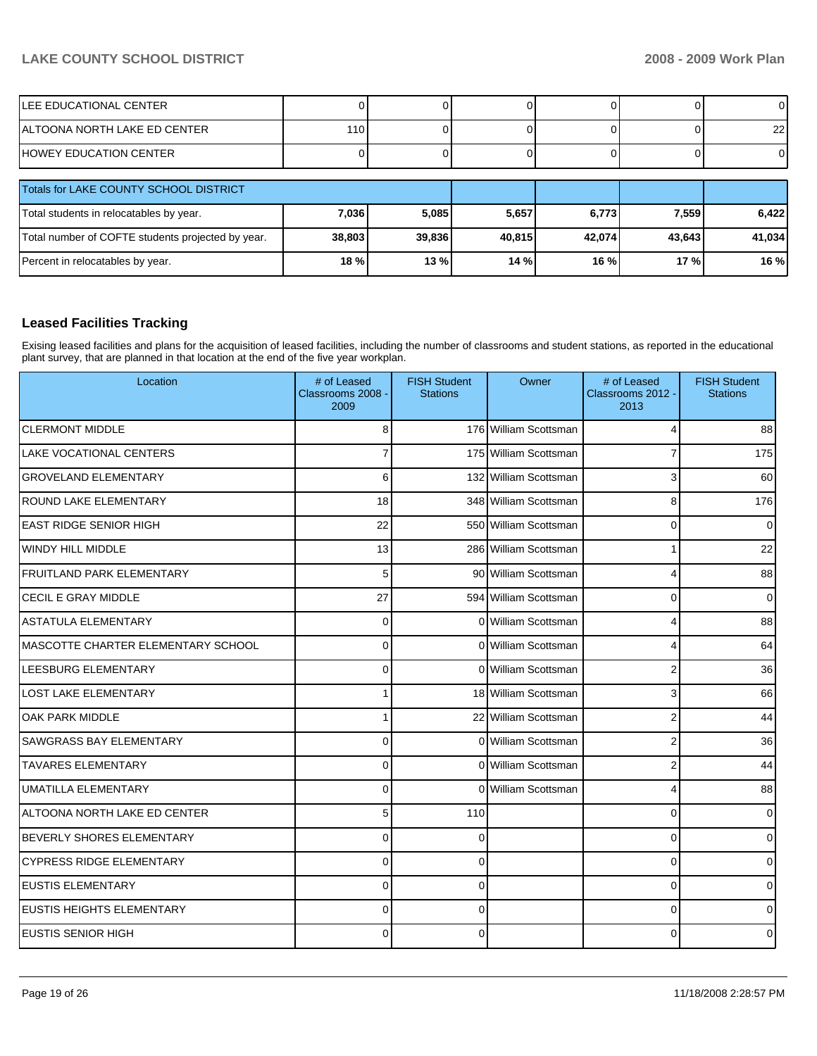| | | | | | | |
|---|---|---|---|---|---|---|
| LEE EDUCATIONAL CENTER | 0 | 0 | 0 | 0 | 0 | 0 |
| ALTOONA NORTH LAKE ED CENTER | 110 | 0 | 0 | 0 | 0 | 22 |
| HOWEY EDUCATION CENTER | 0 | 0 | 0 | 0 | 0 | 0 |

| Totals for LAKE COUNTY SCHOOL DISTRICT | | | | | | |
|---|---|---|---|---|---|---|
| Total students in relocatables by year. | 7,036 | 5,085 | 5,657 | 6,773 | 7,559 | 6,422 |
| Total number of COFTE students projected by year. | 38,803 | 39,836 | 40,815 | 42,074 | 43,643 | 41,034 |
| Percent in relocatables by year. | 18 % | 13 % | 14 % | 16 % | 17 % | 16 % |

## Leased Facilities Tracking

Exising leased facilities and plans for the acquisition of leased facilities, including the number of classrooms and student stations, as reported in the educational plant survey, that are planned in that location at the end of the five year workplan.

| Location | # of Leased Classrooms 2008 - 2009 | FISH Student Stations | Owner | # of Leased Classrooms 2012 - 2013 | FISH Student Stations |
|---|---|---|---|---|---|
| CLERMONT MIDDLE | 8 | 176 | William Scottsman | 4 | 88 |
| LAKE VOCATIONAL CENTERS | 7 | 175 | William Scottsman | 7 | 175 |
| GROVELAND ELEMENTARY | 6 | 132 | William Scottsman | 3 | 60 |
| ROUND LAKE ELEMENTARY | 18 | 348 | William Scottsman | 8 | 176 |
| EAST RIDGE SENIOR HIGH | 22 | 550 | William Scottsman | 0 | 0 |
| WINDY HILL MIDDLE | 13 | 286 | William Scottsman | 1 | 22 |
| FRUITLAND PARK ELEMENTARY | 5 | 90 | William Scottsman | 4 | 88 |
| CECIL E GRAY MIDDLE | 27 | 594 | William Scottsman | 0 | 0 |
| ASTATULA ELEMENTARY | 0 | 0 | William Scottsman | 4 | 88 |
| MASCOTTE CHARTER ELEMENTARY SCHOOL | 0 | 0 | William Scottsman | 4 | 64 |
| LEESBURG ELEMENTARY | 0 | 0 | William Scottsman | 2 | 36 |
| LOST LAKE ELEMENTARY | 1 | 18 | William Scottsman | 3 | 66 |
| OAK PARK MIDDLE | 1 | 22 | William Scottsman | 2 | 44 |
| SAWGRASS BAY ELEMENTARY | 0 | 0 | William Scottsman | 2 | 36 |
| TAVARES ELEMENTARY | 0 | 0 | William Scottsman | 2 | 44 |
| UMATILLA ELEMENTARY | 0 | 0 | William Scottsman | 4 | 88 |
| ALTOONA NORTH LAKE ED CENTER | 5 | 110 | | 0 | 0 |
| BEVERLY SHORES ELEMENTARY | 0 | 0 | | 0 | 0 |
| CYPRESS RIDGE ELEMENTARY | 0 | 0 | | 0 | 0 |
| EUSTIS ELEMENTARY | 0 | 0 | | 0 | 0 |
| EUSTIS HEIGHTS ELEMENTARY | 0 | 0 | | 0 | 0 |
| EUSTIS SENIOR HIGH | 0 | 0 | | 0 | 0 |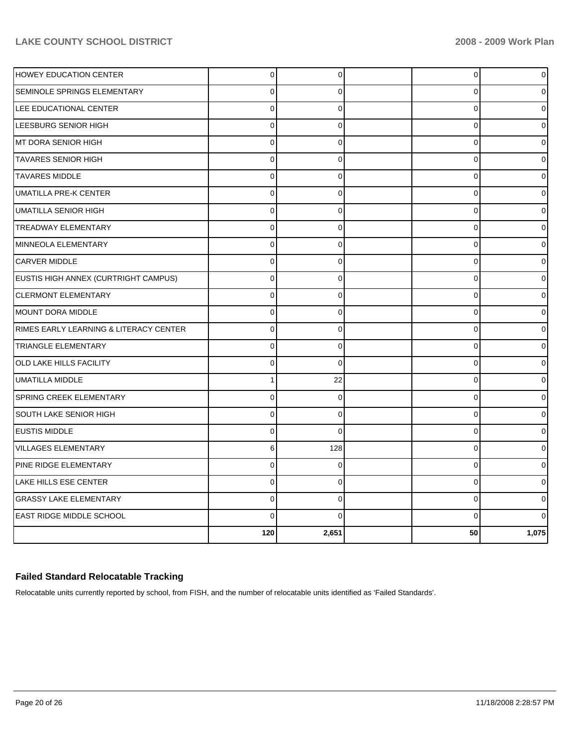| | | | | | |
|---|---|---|---|---|---|
| HOWEY EDUCATION CENTER | 0 | 0 | | 0 | 0 |
| SEMINOLE SPRINGS ELEMENTARY | 0 | 0 | | 0 | 0 |
| LEE EDUCATIONAL CENTER | 0 | 0 | | 0 | 0 |
| LEESBURG SENIOR HIGH | 0 | 0 | | 0 | 0 |
| MT DORA SENIOR HIGH | 0 | 0 | | 0 | 0 |
| TAVARES SENIOR HIGH | 0 | 0 | | 0 | 0 |
| TAVARES MIDDLE | 0 | 0 | | 0 | 0 |
| UMATILLA PRE-K CENTER | 0 | 0 | | 0 | 0 |
| UMATILLA SENIOR HIGH | 0 | 0 | | 0 | 0 |
| TREADWAY ELEMENTARY | 0 | 0 | | 0 | 0 |
| MINNEOLA ELEMENTARY | 0 | 0 | | 0 | 0 |
| CARVER MIDDLE | 0 | 0 | | 0 | 0 |
| EUSTIS HIGH ANNEX (CURTRIGHT CAMPUS) | 0 | 0 | | 0 | 0 |
| CLERMONT ELEMENTARY | 0 | 0 | | 0 | 0 |
| MOUNT DORA MIDDLE | 0 | 0 | | 0 | 0 |
| RIMES EARLY LEARNING & LITERACY CENTER | 0 | 0 | | 0 | 0 |
| TRIANGLE ELEMENTARY | 0 | 0 | | 0 | 0 |
| OLD LAKE HILLS FACILITY | 0 | 0 | | 0 | 0 |
| UMATILLA MIDDLE | 1 | 22 | | 0 | 0 |
| SPRING CREEK ELEMENTARY | 0 | 0 | | 0 | 0 |
| SOUTH LAKE SENIOR HIGH | 0 | 0 | | 0 | 0 |
| EUSTIS MIDDLE | 0 | 0 | | 0 | 0 |
| VILLAGES ELEMENTARY | 6 | 128 | | 0 | 0 |
| PINE RIDGE ELEMENTARY | 0 | 0 | | 0 | 0 |
| LAKE HILLS ESE CENTER | 0 | 0 | | 0 | 0 |
| GRASSY LAKE ELEMENTARY | 0 | 0 | | 0 | 0 |
| EAST RIDGE MIDDLE SCHOOL | 0 | 0 | | 0 | 0 |
| | **120** | **2,651** | | **50** | **1,075** |

## Failed Standard Relocatable Tracking

Relocatable units currently reported by school, from FISH, and the number of relocatable units identified as 'Failed Standards'.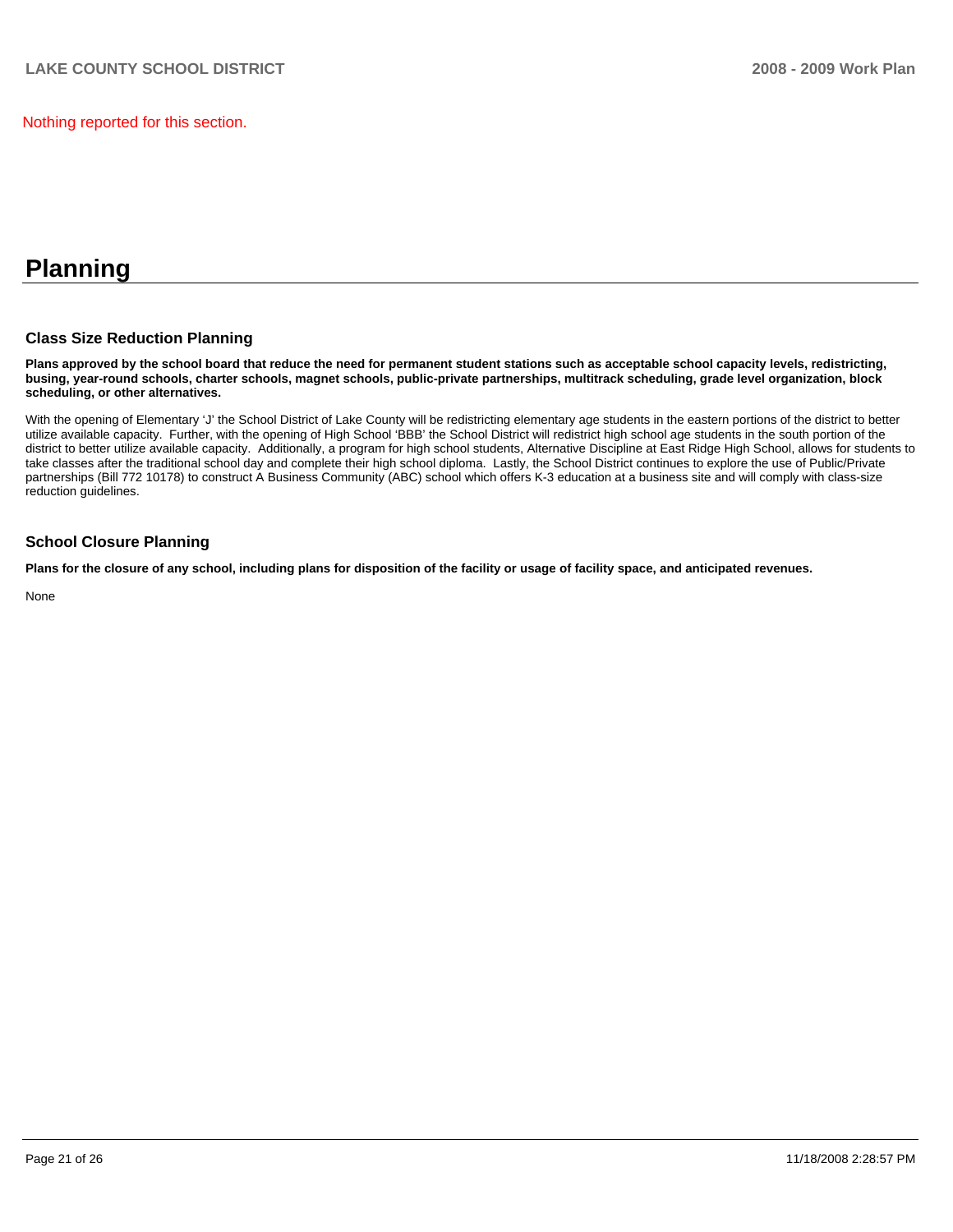Nothing reported for this section.

# Planning

### Class Size Reduction Planning

**Plans approved by the school board that reduce the need for permanent student stations such as acceptable school capacity levels, redistricting, busing, year-round schools, charter schools, magnet schools, public-private partnerships, multitrack scheduling, grade level organization, block scheduling, or other alternatives.**

With the opening of Elementary 'J' the School District of Lake County will be redistricting elementary age students in the eastern portions of the district to better utilize available capacity. Further, with the opening of High School 'BBB' the School District will redistrict high school age students in the south portion of the district to better utilize available capacity. Additionally, a program for high school students, Alternative Discipline at East Ridge High School, allows for students to take classes after the traditional school day and complete their high school diploma. Lastly, the School District continues to explore the use of Public/Private partnerships (Bill 772 10178) to construct A Business Community (ABC) school which offers K-3 education at a business site and will comply with class-size reduction guidelines.

### School Closure Planning

**Plans for the closure of any school, including plans for disposition of the facility or usage of facility space, and anticipated revenues.**

None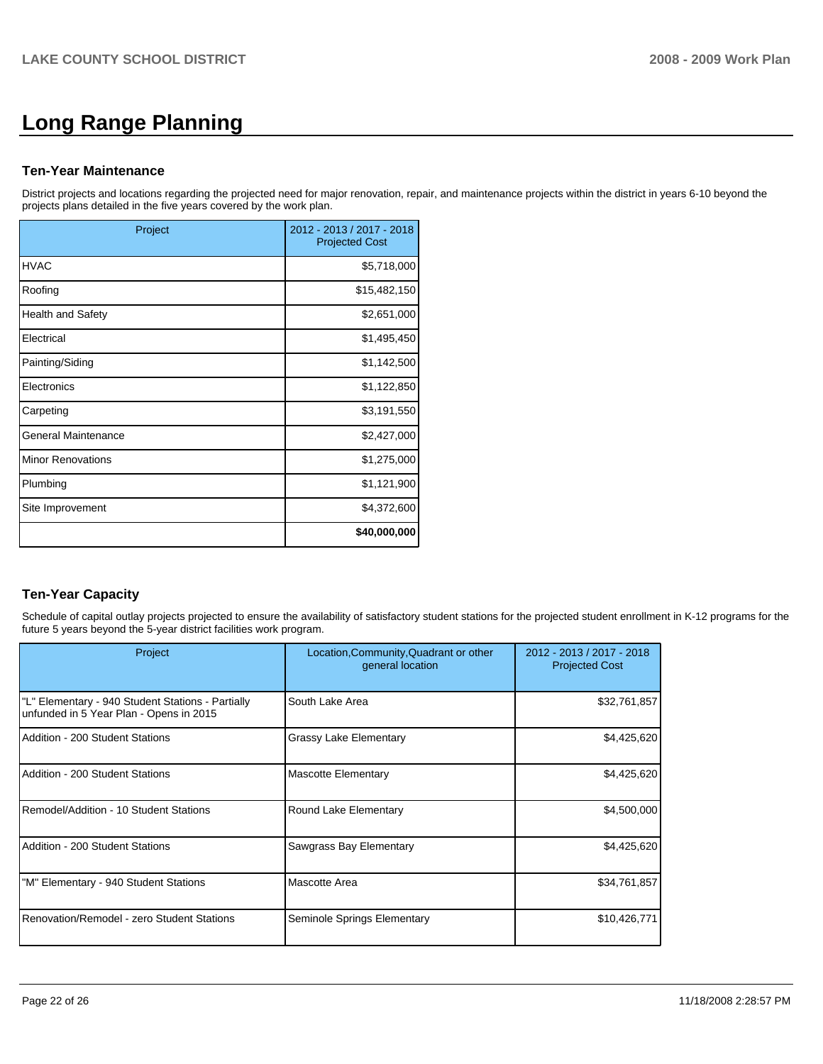# Long Range Planning

### Ten-Year Maintenance

District projects and locations regarding the projected need for major renovation, repair, and maintenance projects within the district in years 6-10 beyond the projects plans detailed in the five years covered by the work plan.

| Project | 2012 - 2013 / 2017 - 2018 Projected Cost |
|---|---|
| HVAC | $5,718,000 |
| Roofing | $15,482,150 |
| Health and Safety | $2,651,000 |
| Electrical | $1,495,450 |
| Painting/Siding | $1,142,500 |
| Electronics | $1,122,850 |
| Carpeting | $3,191,550 |
| General Maintenance | $2,427,000 |
| Minor Renovations | $1,275,000 |
| Plumbing | $1,121,900 |
| Site Improvement | $4,372,600 |
| | **$40,000,000** |

### Ten-Year Capacity

Schedule of capital outlay projects projected to ensure the availability of satisfactory student stations for the projected student enrollment in K-12 programs for the future 5 years beyond the 5-year district facilities work program.

| Project | Location,Community,Quadrant or other general location | 2012 - 2013 / 2017 - 2018 Projected Cost |
|---|---|---|
| "L" Elementary - 940 Student Stations - Partially unfunded in 5 Year Plan - Opens in 2015 | South Lake Area | $32,761,857 |
| Addition - 200 Student Stations | Grassy Lake Elementary | $4,425,620 |
| Addition - 200 Student Stations | Mascotte Elementary | $4,425,620 |
| Remodel/Addition - 10 Student Stations | Round Lake Elementary | $4,500,000 |
| Addition - 200 Student Stations | Sawgrass Bay Elementary | $4,425,620 |
| "M" Elementary - 940 Student Stations | Mascotte Area | $34,761,857 |
| Renovation/Remodel - zero Student Stations | Seminole Springs Elementary | $10,426,771 |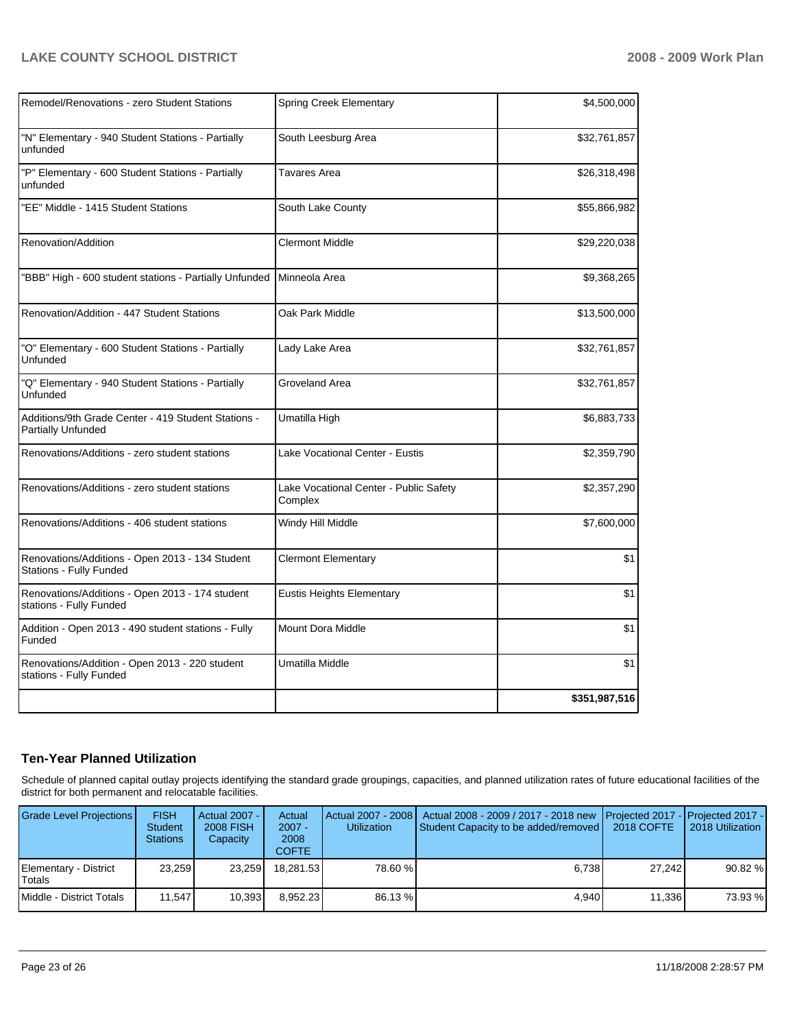| | | |
|---|---|---|
| Remodel/Renovations - zero Student Stations | Spring Creek Elementary | $4,500,000 |
| "N" Elementary - 940 Student Stations - Partially unfunded | South Leesburg Area | $32,761,857 |
| "P" Elementary - 600 Student Stations - Partially unfunded | Tavares Area | $26,318,498 |
| "EE" Middle - 1415 Student Stations | South Lake County | $55,866,982 |
| Renovation/Addition | Clermont Middle | $29,220,038 |
| "BBB" High - 600 student stations - Partially Unfunded | Minneola Area | $9,368,265 |
| Renovation/Addition - 447 Student Stations | Oak Park Middle | $13,500,000 |
| "O" Elementary - 600 Student Stations - Partially Unfunded | Lady Lake Area | $32,761,857 |
| "Q" Elementary - 940 Student Stations - Partially Unfunded | Groveland Area | $32,761,857 |
| Additions/9th Grade Center - 419 Student Stations - Partially Unfunded | Umatilla High | $6,883,733 |
| Renovations/Additions - zero student stations | Lake Vocational Center - Eustis | $2,359,790 |
| Renovations/Additions - zero student stations | Lake Vocational Center - Public Safety Complex | $2,357,290 |
| Renovations/Additions - 406 student stations | Windy Hill Middle | $7,600,000 |
| Renovations/Additions - Open 2013 - 134 Student Stations - Fully Funded | Clermont Elementary | $1 |
| Renovations/Additions - Open 2013 - 174 student stations - Fully Funded | Eustis Heights Elementary | $1 |
| Addition - Open 2013 - 490 student stations - Fully Funded | Mount Dora Middle | $1 |
| Renovations/Addition - Open 2013 - 220 student stations - Fully Funded | Umatilla Middle | $1 |
| | | **$351,987,516** |

## Ten-Year Planned Utilization

Schedule of planned capital outlay projects identifying the standard grade groupings, capacities, and planned utilization rates of future educational facilities of the district for both permanent and relocatable facilities.

| Grade Level Projections | FISH Student Stations | Actual 2007 - 2008 FISH Capacity | Actual 2007 - 2008 COFTE | Actual 2007 - 2008 Utilization | Actual 2008 - 2009 / 2017 - 2018 new Student Capacity to be added/removed | Projected 2017 - 2018 COFTE | Projected 2017 - 2018 Utilization |
|---|---|---|---|---|---|---|---|
| Elementary - District Totals | 23,259 | 23,259 | 18,281.53 | 78.60 % | 6,738 | 27,242 | 90.82 % |
| Middle - District Totals | 11,547 | 10,393 | 8,952.23 | 86.13 % | 4,940 | 11,336 | 73.93 % |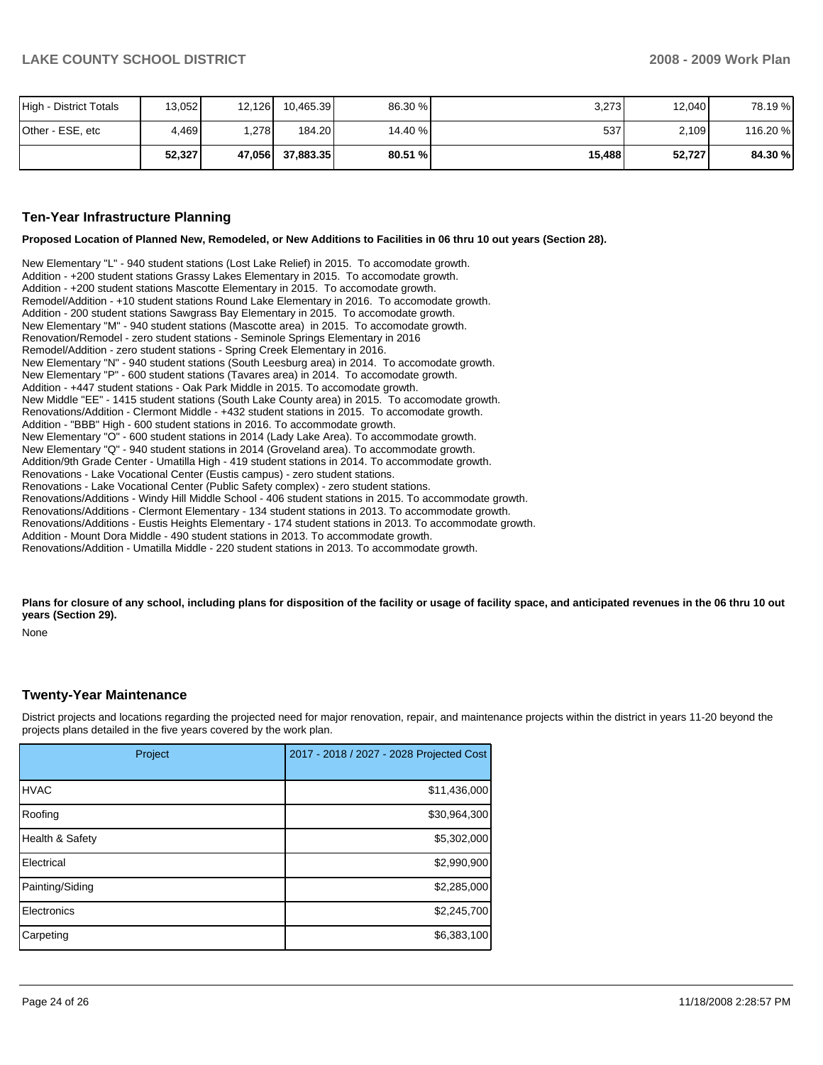| | | | | | | | |
|---|---|---|---|---|---|---|---|
| High - District Totals | 13,052 | 12,126 | 10,465.39 | 86.30 % | 3,273 | 12,040 | 78.19 % |
| Other - ESE, etc | 4,469 | 1,278 | 184.20 | 14.40 % | 537 | 2,109 | 116.20 % |
| | **52,327** | **47,056** | **37,883.35** | **80.51 %** | **15,488** | **52,727** | **84.30 %** |

## Ten-Year Infrastructure Planning

**Proposed Location of Planned New, Remodeled, or New Additions to Facilities in 06 thru 10 out years (Section 28).**

New Elementary "L" - 940 student stations (Lost Lake Relief) in 2015. To accomodate growth.
Addition - +200 student stations Grassy Lakes Elementary in 2015. To accomodate growth.
Addition - +200 student stations Mascotte Elementary in 2015. To accomodate growth.
Remodel/Addition - +10 student stations Round Lake Elementary in 2016. To accomodate growth.
Addition - 200 student stations Sawgrass Bay Elementary in 2015. To accomodate growth.
New Elementary "M" - 940 student stations (Mascotte area) in 2015. To accomodate growth.
Renovation/Remodel - zero student stations - Seminole Springs Elementary in 2016
Remodel/Addition - zero student stations - Spring Creek Elementary in 2016.
New Elementary "N" - 940 student stations (South Leesburg area) in 2014. To accomodate growth.
New Elementary "P" - 600 student stations (Tavares area) in 2014. To accomodate growth.
Addition - +447 student stations - Oak Park Middle in 2015. To accomodate growth.
New Middle "EE" - 1415 student stations (South Lake County area) in 2015. To accomodate growth.
Renovations/Addition - Clermont Middle - +432 student stations in 2015. To accomodate growth.
Addition - "BBB" High - 600 student stations in 2016. To accommodate growth.
New Elementary "O" - 600 student stations in 2014 (Lady Lake Area). To accommodate growth.
New Elementary "Q" - 940 student stations in 2014 (Groveland area). To accommodate growth.
Addition/9th Grade Center - Umatilla High - 419 student stations in 2014. To accommodate growth.
Renovations - Lake Vocational Center (Eustis campus) - zero student stations.
Renovations - Lake Vocational Center (Public Safety complex) - zero student stations.
Renovations/Additions - Windy Hill Middle School - 406 student stations in 2015. To accommodate growth.
Renovations/Additions - Clermont Elementary - 134 student stations in 2013. To accommodate growth.
Renovations/Additions - Eustis Heights Elementary - 174 student stations in 2013. To accommodate growth.
Addition - Mount Dora Middle - 490 student stations in 2013. To accommodate growth.
Renovations/Addition - Umatilla Middle - 220 student stations in 2013. To accommodate growth.

**Plans for closure of any school, including plans for disposition of the facility or usage of facility space, and anticipated revenues in the 06 thru 10 out years (Section 29).**

None

## Twenty-Year Maintenance

District projects and locations regarding the projected need for major renovation, repair, and maintenance projects within the district in years 11-20 beyond the projects plans detailed in the five years covered by the work plan.

| Project | 2017 - 2018 / 2027 - 2028 Projected Cost |
|---|---|
| HVAC | $11,436,000 |
| Roofing | $30,964,300 |
| Health & Safety | $5,302,000 |
| Electrical | $2,990,900 |
| Painting/Siding | $2,285,000 |
| Electronics | $2,245,700 |
| Carpeting | $6,383,100 |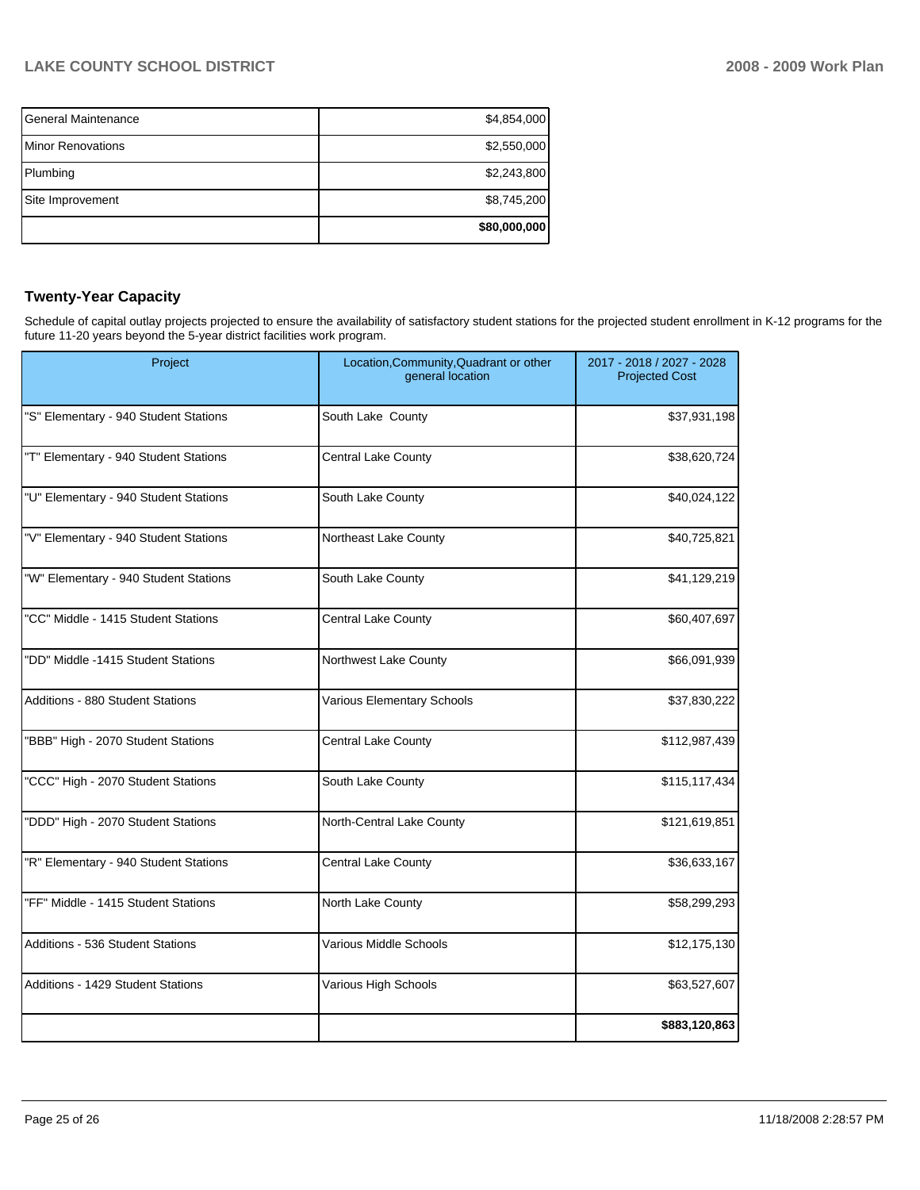| | |
|---|---|
| General Maintenance | $4,854,000 |
| Minor Renovations | $2,550,000 |
| Plumbing | $2,243,800 |
| Site Improvement | $8,745,200 |
| | **$80,000,000** |

### Twenty-Year Capacity

Schedule of capital outlay projects projected to ensure the availability of satisfactory student stations for the projected student enrollment in K-12 programs for the future 11-20 years beyond the 5-year district facilities work program.

| Project | Location,Community,Quadrant or other general location | 2017 - 2018 / 2027 - 2028 Projected Cost |
|---|---|---|
| "S" Elementary - 940 Student Stations | South Lake County | $37,931,198 |
| "T" Elementary - 940 Student Stations | Central Lake County | $38,620,724 |
| "U" Elementary - 940 Student Stations | South Lake County | $40,024,122 |
| "V" Elementary - 940 Student Stations | Northeast Lake County | $40,725,821 |
| "W" Elementary - 940 Student Stations | South Lake County | $41,129,219 |
| "CC" Middle - 1415 Student Stations | Central Lake County | $60,407,697 |
| "DD" Middle -1415 Student Stations | Northwest Lake County | $66,091,939 |
| Additions - 880 Student Stations | Various Elementary Schools | $37,830,222 |
| "BBB" High - 2070 Student Stations | Central Lake County | $112,987,439 |
| "CCC" High - 2070 Student Stations | South Lake County | $115,117,434 |
| "DDD" High - 2070 Student Stations | North-Central Lake County | $121,619,851 |
| "R" Elementary - 940 Student Stations | Central Lake County | $36,633,167 |
| "FF" Middle - 1415 Student Stations | North Lake County | $58,299,293 |
| Additions - 536 Student Stations | Various Middle Schools | $12,175,130 |
| Additions - 1429 Student Stations | Various High Schools | $63,527,607 |
| | | **$883,120,863** |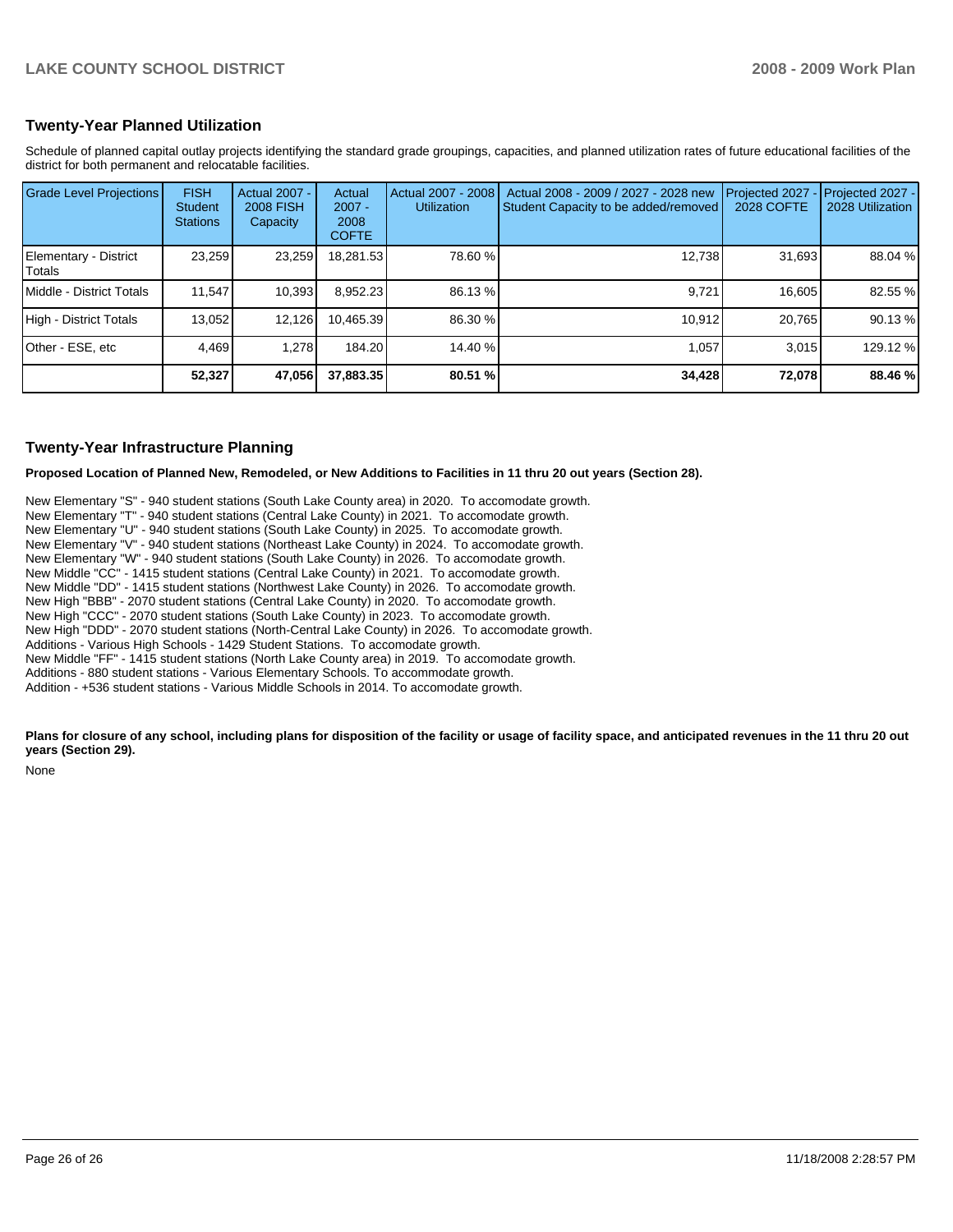## Twenty-Year Planned Utilization

Schedule of planned capital outlay projects identifying the standard grade groupings, capacities, and planned utilization rates of future educational facilities of the district for both permanent and relocatable facilities.

| Grade Level Projections | FISH Student Stations | Actual 2007 - 2008 FISH Capacity | Actual 2007 - 2008 COFTE | Actual 2007 - 2008 Utilization | Actual 2008 - 2009 / 2027 - 2028 new Student Capacity to be added/removed | Projected 2027 - 2028 COFTE | Projected 2027 - 2028 Utilization |
|---|---|---|---|---|---|---|---|
| Elementary - District Totals | 23,259 | 23,259 | 18,281.53 | 78.60 % | 12,738 | 31,693 | 88.04 % |
| Middle - District Totals | 11,547 | 10,393 | 8,952.23 | 86.13 % | 9,721 | 16,605 | 82.55 % |
| High - District Totals | 13,052 | 12,126 | 10,465.39 | 86.30 % | 10,912 | 20,765 | 90.13 % |
| Other - ESE, etc | 4,469 | 1,278 | 184.20 | 14.40 % | 1,057 | 3,015 | 129.12 % |
| | **52,327** | **47,056** | **37,883.35** | **80.51 %** | **34,428** | **72,078** | **88.46 %** |

## Twenty-Year Infrastructure Planning

**Proposed Location of Planned New, Remodeled, or New Additions to Facilities in 11 thru 20 out years (Section 28).**

New Elementary "S" - 940 student stations (South Lake County area) in 2020. To accomodate growth.
New Elementary "T" - 940 student stations (Central Lake County) in 2021. To accomodate growth.
New Elementary "U" - 940 student stations (South Lake County) in 2025. To accomodate growth.
New Elementary "V" - 940 student stations (Northeast Lake County) in 2024. To accomodate growth.
New Elementary "W" - 940 student stations (South Lake County) in 2026. To accomodate growth.
New Middle "CC" - 1415 student stations (Central Lake County) in 2021. To accomodate growth.
New Middle "DD" - 1415 student stations (Northwest Lake County) in 2026. To accomodate growth.
New High "BBB" - 2070 student stations (Central Lake County) in 2020. To accomodate growth.
New High "CCC" - 2070 student stations (South Lake County) in 2023. To accomodate growth.
New High "DDD" - 2070 student stations (North-Central Lake County) in 2026. To accomodate growth.
Additions - Various High Schools - 1429 Student Stations. To accomodate growth.
New Middle "FF" - 1415 student stations (North Lake County area) in 2019. To accomodate growth.
Additions - 880 student stations - Various Elementary Schools. To accommodate growth.
Addition - +536 student stations - Various Middle Schools in 2014. To accomodate growth.

**Plans for closure of any school, including plans for disposition of the facility or usage of facility space, and anticipated revenues in the 11 thru 20 out years (Section 29).**

None